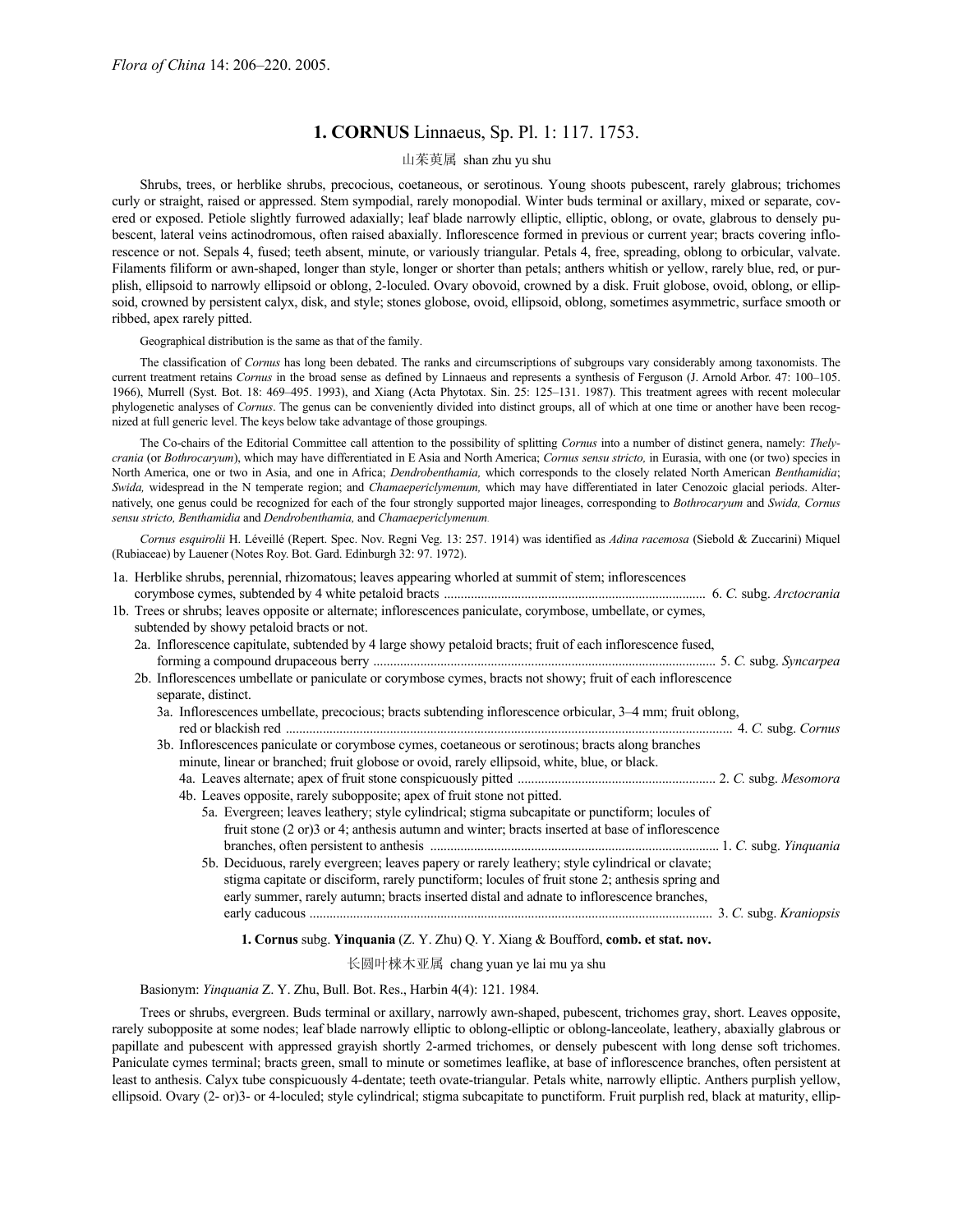*Flora of China* 14: 206–220. 2005.

# 1. CORNUS Linnaeus, Sp. Pl. 1: 117. 1753.

山茱萸属 shan zhu yu shu

Shrubs, trees, or herblike shrubs, precocious, coetaneous, or serotinous. Young shoots pubescent, rarely glabrous; trichomes curly or straight, raised or appressed. Stem sympodial, rarely monopodial. Winter buds terminal or axillary, mixed or separate, covered or exposed. Petiole slightly furrowed adaxially; leaf blade narrowly elliptic, elliptic, oblong, or ovate, glabrous to densely pubescent, lateral veins actinodromous, often raised abaxially. Inflorescence formed in previous or current year; bracts covering inflorescence or not. Sepals 4, fused; teeth absent, minute, or variously triangular. Petals 4, free, spreading, oblong to orbicular, valvate. Filaments filiform or awn-shaped, longer than style, longer or shorter than petals; anthers whitish or yellow, rarely blue, red, or purplish, ellipsoid to narrowly ellipsoid or oblong, 2-loculed. Ovary obovoid, crowned by a disk. Fruit globose, ovoid, oblong, or ellipsoid, crowned by persistent calyx, disk, and style; stones globose, ovoid, ellipsoid, oblong, sometimes asymmetric, surface smooth or ribbed, apex rarely pitted.

Geographical distribution is the same as that of the family.

The classification of *Cornus* has long been debated. The ranks and circumscriptions of subgroups vary considerably among taxonomists. The current treatment retains *Cornus* in the broad sense as defined by Linnaeus and represents a synthesis of Ferguson (J. Arnold Arbor. 47: 100–105. 1966), Murrell (Syst. Bot. 18: 469–495. 1993), and Xiang (Acta Phytotax. Sin. 25: 125–131. 1987). This treatment agrees with recent molecular phylogenetic analyses of *Cornus*. The genus can be conveniently divided into distinct groups, all of which at one time or another have been recognized at full generic level. The keys below take advantage of those groupings.

The Co-chairs of the Editorial Committee call attention to the possibility of splitting *Cornus* into a number of distinct genera, namely: *Thelycrania* (or *Bothrocaryum*), which may have differentiated in E Asia and North America; *Cornus sensu stricto,* in Eurasia, with one (or two) species in North America, one or two in Asia, and one in Africa; *Dendrobenthamia,* which corresponds to the closely related North American *Benthamidia*; *Swida,* widespread in the N temperate region; and *Chamaepericlymenum,* which may have differentiated in later Cenozoic glacial periods. Alternatively, one genus could be recognized for each of the four strongly supported major lineages, corresponding to *Bothrocaryum* and *Swida, Cornus sensu stricto, Benthamidia* and *Dendrobenthamia,* and *Chamaepericlymenum.*

*Cornus esquirolii* H. Léveillé (Repert. Spec. Nov. Regni Veg. 13: 257. 1914) was identified as *Adina racemosa* (Siebold & Zuccarini) Miquel (Rubiaceae) by Lauener (Notes Roy. Bot. Gard. Edinburgh 32: 97. 1972).

- 1a. Herblike shrubs, perennial, rhizomatous; leaves appearing whorled at summit of stem; inflorescences corymbose cymes, subtended by 4 white petaloid bracts ..... 6. *C.* subg. *Arctocrania*
- 1b. Trees or shrubs; leaves opposite or alternate; inflorescences paniculate, corymbose, umbellate, or cymes, subtended by showy petaloid bracts or not.
  - 2a. Inflorescence capitulate, subtended by 4 large showy petaloid bracts; fruit of each inflorescence fused, forming a compound drupaceous berry ..... 5. *C.* subg. *Syncarpea*
  - 2b. Inflorescences umbellate or paniculate or corymbose cymes, bracts not showy; fruit of each inflorescence separate, distinct.
    - 3a. Inflorescences umbellate, precocious; bracts subtending inflorescence orbicular, 3–4 mm; fruit oblong, red or blackish red ..... 4. *C.* subg. *Cornus*
    - 3b. Inflorescences paniculate or corymbose cymes, coetaneous or serotinous; bracts along branches minute, linear or branched; fruit globose or ovoid, rarely ellipsoid, white, blue, or black.
      - 4a. Leaves alternate; apex of fruit stone conspicuously pitted ..... 2. *C.* subg. *Mesomora*
      - 4b. Leaves opposite, rarely subopposite; apex of fruit stone not pitted.
        - 5a. Evergreen; leaves leathery; style cylindrical; stigma subcapitate or punctiform; locules of fruit stone (2 or)3 or 4; anthesis autumn and winter; bracts inserted at base of inflorescence branches, often persistent to anthesis ..... 1. *C.* subg. *Yinquania*
        - 5b. Deciduous, rarely evergreen; leaves papery or rarely leathery; style cylindrical or clavate; stigma capitate or disciform, rarely punctiform; locules of fruit stone 2; anthesis spring and early summer, rarely autumn; bracts inserted distal and adnate to inflorescence branches, early caducous ..... 3. *C.* subg. *Kraniopsis*

## 1. Cornus subg. Yinquania (Z. Y. Zhu) Q. Y. Xiang & Boufford, comb. et stat. nov.

长圆叶梾木亚属 chang yuan ye lai mu ya shu

Basionym: *Yinquania* Z. Y. Zhu, Bull. Bot. Res., Harbin 4(4): 121. 1984.

Trees or shrubs, evergreen. Buds terminal or axillary, narrowly awn-shaped, pubescent, trichomes gray, short. Leaves opposite, rarely subopposite at some nodes; leaf blade narrowly elliptic to oblong-elliptic or oblong-lanceolate, leathery, abaxially glabrous or papillate and pubescent with appressed grayish shortly 2-armed trichomes, or densely pubescent with long dense soft trichomes. Paniculate cymes terminal; bracts green, small to minute or sometimes leaflike, at base of inflorescence branches, often persistent at least to anthesis. Calyx tube conspicuously 4-dentate; teeth ovate-triangular. Petals white, narrowly elliptic. Anthers purplish yellow, ellipsoid. Ovary (2- or)3- or 4-loculed; style cylindrical; stigma subcapitate to punctiform. Fruit purplish red, black at maturity, ellip-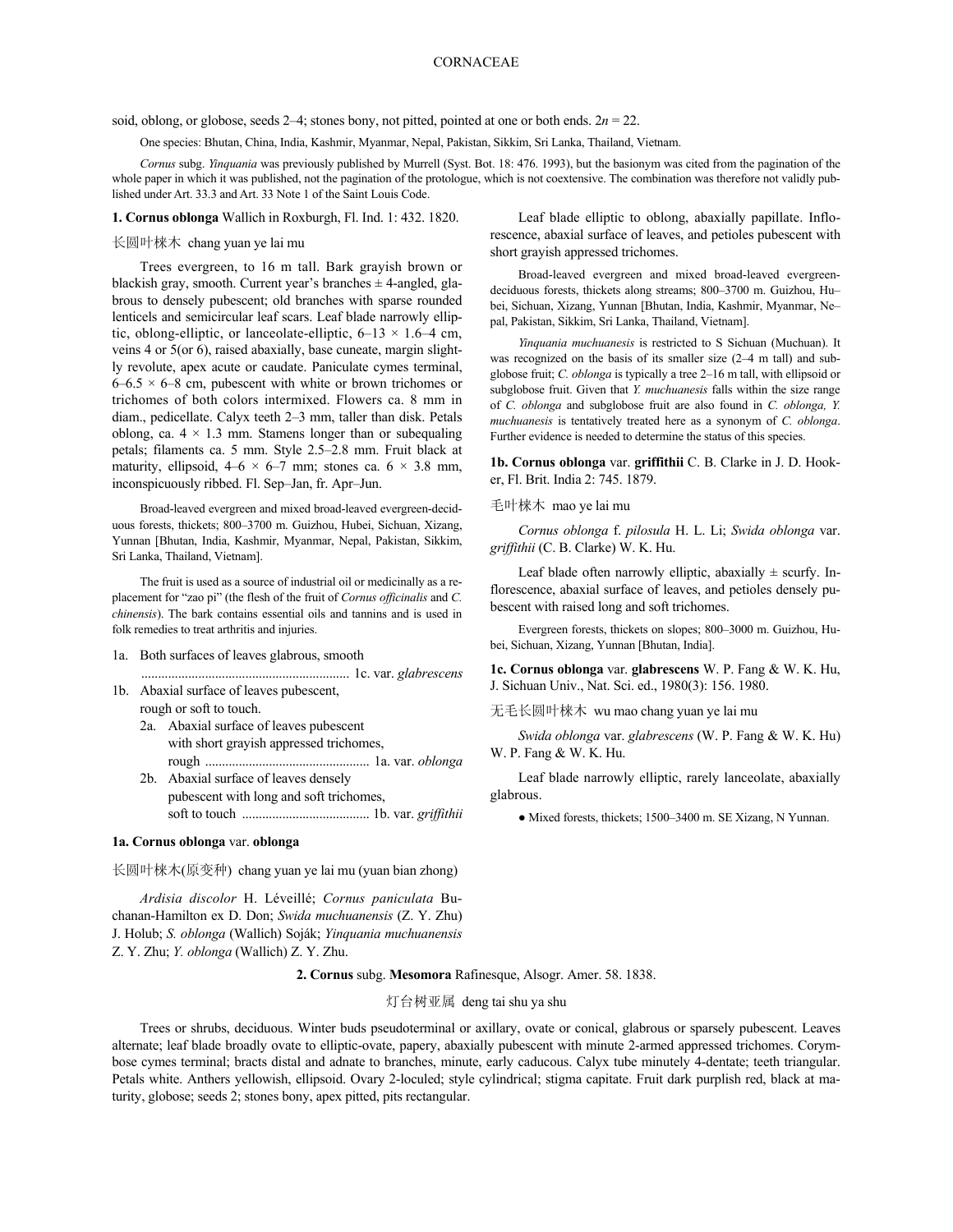soid, oblong, or globose, seeds 2–4; stones bony, not pitted, pointed at one or both ends. $2n = 22$.

One species: Bhutan, China, India, Kashmir, Myanmar, Nepal, Pakistan, Sikkim, Sri Lanka, Thailand, Vietnam.

*Cornus* subg. *Yinquania* was previously published by Murrell (Syst. Bot. 18: 476. 1993), but the basionym was cited from the pagination of the whole paper in which it was published, not the pagination of the protologue, which is not coextensive. The combination was therefore not validly published under Art. 33.3 and Art. 33 Note 1 of the Saint Louis Code.

**1. Cornus oblonga** Wallich in Roxburgh, Fl. Ind. 1: 432. 1820.

长圆叶梾木 chang yuan ye lai mu

Trees evergreen, to 16 m tall. Bark grayish brown or blackish gray, smooth. Current year's branches ± 4-angled, glabrous to densely pubescent; old branches with sparse rounded lenticels and semicircular leaf scars. Leaf blade narrowly elliptic, oblong-elliptic, or lanceolate-elliptic, 6–13 × 1.6–4 cm, veins 4 or 5(or 6), raised abaxially, base cuneate, margin slightly revolute, apex acute or caudate. Paniculate cymes terminal, 6–6.5 × 6–8 cm, pubescent with white or brown trichomes or trichomes of both colors intermixed. Flowers ca. 8 mm in diam., pedicellate. Calyx teeth 2–3 mm, taller than disk. Petals oblong, ca. 4 × 1.3 mm. Stamens longer than or subequaling petals; filaments ca. 5 mm. Style 2.5–2.8 mm. Fruit black at maturity, ellipsoid, 4–6 × 6–7 mm; stones ca. 6 × 3.8 mm, inconspicuously ribbed. Fl. Sep–Jan, fr. Apr–Jun.

Broad-leaved evergreen and mixed broad-leaved evergreen-deciduous forests, thickets; 800–3700 m. Guizhou, Hubei, Sichuan, Xizang, Yunnan [Bhutan, India, Kashmir, Myanmar, Nepal, Pakistan, Sikkim, Sri Lanka, Thailand, Vietnam].

The fruit is used as a source of industrial oil or medicinally as a replacement for "zao pi" (the flesh of the fruit of *Cornus officinalis* and *C. chinensis*). The bark contains essential oils and tannins and is used in folk remedies to treat arthritis and injuries.

1a. Both surfaces of leaves glabrous, smooth ............................................................. 1c. var. *glabrescens*
1b. Abaxial surface of leaves pubescent, rough or soft to touch.
  2a. Abaxial surface of leaves pubescent with short grayish appressed trichomes, rough ................................................ 1a. var. *oblonga*
  2b. Abaxial surface of leaves densely pubescent with long and soft trichomes, soft to touch ..................................... 1b. var. *griffithii*

**1a. Cornus oblonga** var. **oblonga**

长圆叶梾木(原变种) chang yuan ye lai mu (yuan bian zhong)

*Ardisia discolor* H. Léveillé; *Cornus paniculata* Buchanan-Hamilton ex D. Don; *Swida muchuanensis* (Z. Y. Zhu) J. Holub; *S. oblonga* (Wallich) Soják; *Yinquania muchuanensis* Z. Y. Zhu; *Y. oblonga* (Wallich) Z. Y. Zhu.

Leaf blade elliptic to oblong, abaxially papillate. Inflorescence, abaxial surface of leaves, and petioles pubescent with short grayish appressed trichomes.

Broad-leaved evergreen and mixed broad-leaved evergreen-deciduous forests, thickets along streams; 800–3700 m. Guizhou, Hubei, Sichuan, Xizang, Yunnan [Bhutan, India, Kashmir, Myanmar, Nepal, Pakistan, Sikkim, Sri Lanka, Thailand, Vietnam].

*Yinquania muchuanesis* is restricted to S Sichuan (Muchuan). It was recognized on the basis of its smaller size (2–4 m tall) and subglobose fruit; *C. oblonga* is typically a tree 2–16 m tall, with ellipsoid or subglobose fruit. Given that *Y. muchuanesis* falls within the size range of *C. oblonga* and subglobose fruit are also found in *C. oblonga, Y. muchuanesis* is tentatively treated here as a synonym of *C. oblonga*. Further evidence is needed to determine the status of this species.

**1b. Cornus oblonga** var. **griffithii** C. B. Clarke in J. D. Hooker, Fl. Brit. India 2: 745. 1879.

毛叶梾木 mao ye lai mu

*Cornus oblonga* f. *pilosula* H. L. Li; *Swida oblonga* var. *griffithii* (C. B. Clarke) W. K. Hu.

Leaf blade often narrowly elliptic, abaxially ± scurfy. Inflorescence, abaxial surface of leaves, and petioles densely pubescent with raised long and soft trichomes.

Evergreen forests, thickets on slopes; 800–3000 m. Guizhou, Hubei, Sichuan, Xizang, Yunnan [Bhutan, India].

**1c. Cornus oblonga** var. **glabrescens** W. P. Fang & W. K. Hu, J. Sichuan Univ., Nat. Sci. ed., 1980(3): 156. 1980.

无毛长圆叶梾木 wu mao chang yuan ye lai mu

*Swida oblonga* var. *glabrescens* (W. P. Fang & W. K. Hu) W. P. Fang & W. K. Hu.

Leaf blade narrowly elliptic, rarely lanceolate, abaxially glabrous.

● Mixed forests, thickets; 1500–3400 m. SE Xizang, N Yunnan.

**2. Cornus** subg. **Mesomora** Rafinesque, Alsogr. Amer. 58. 1838.

灯台树亚属 deng tai shu ya shu

Trees or shrubs, deciduous. Winter buds pseudoterminal or axillary, ovate or conical, glabrous or sparsely pubescent. Leaves alternate; leaf blade broadly ovate to elliptic-ovate, papery, abaxially pubescent with minute 2-armed appressed trichomes. Corymbose cymes terminal; bracts distal and adnate to branches, minute, early caducous. Calyx tube minutely 4-dentate; teeth triangular. Petals white. Anthers yellowish, ellipsoid. Ovary 2-loculed; style cylindrical; stigma capitate. Fruit dark purplish red, black at maturity, globose; seeds 2; stones bony, apex pitted, pits rectangular.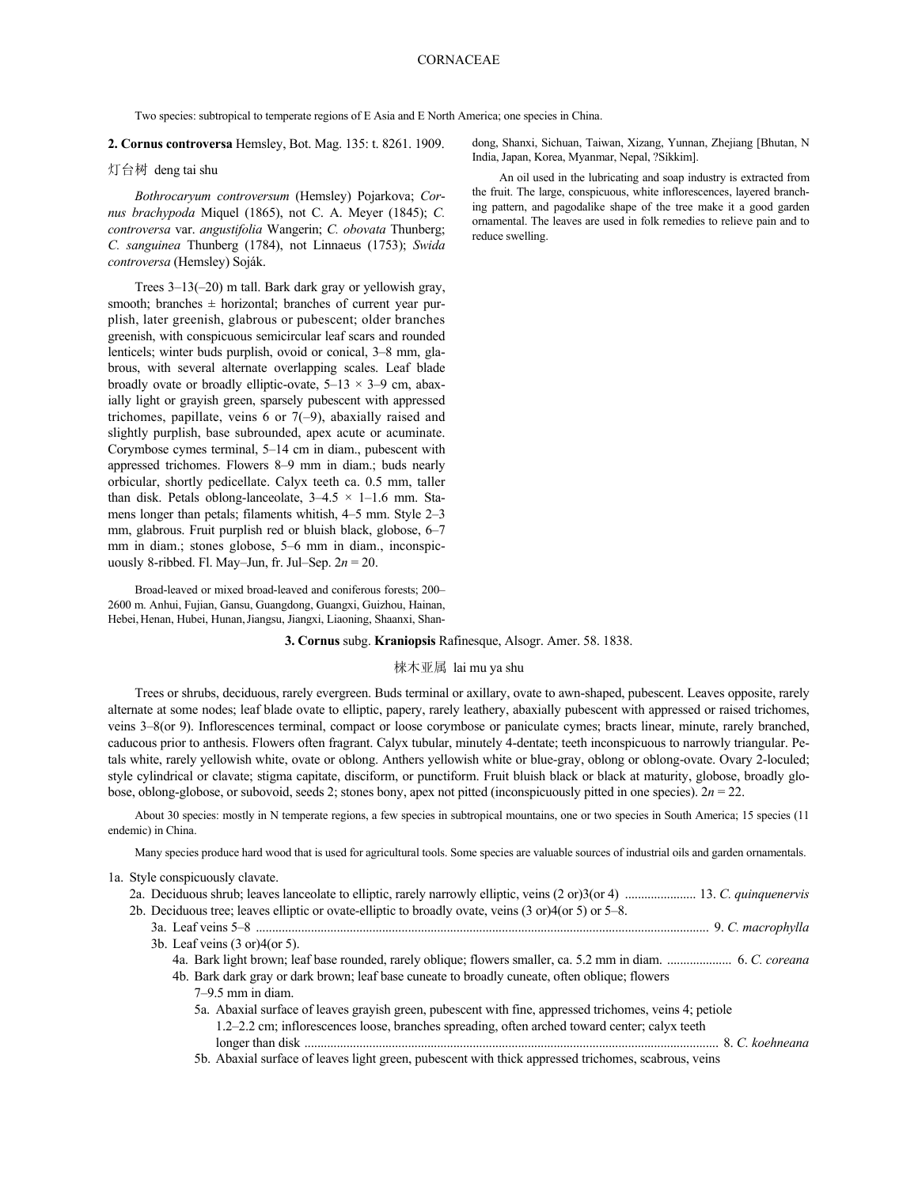Two species: subtropical to temperate regions of E Asia and E North America; one species in China.

**2. Cornus controversa** Hemsley, Bot. Mag. 135: t. 8261. 1909.

灯台树 deng tai shu

*Bothrocaryum controversum* (Hemsley) Pojarkova; *Cornus brachypoda* Miquel (1865), not C. A. Meyer (1845); *C. controversa* var. *angustifolia* Wangerin; *C. obovata* Thunberg; *C. sanguinea* Thunberg (1784), not Linnaeus (1753); *Swida controversa* (Hemsley) Soják.

Trees 3–13(–20) m tall. Bark dark gray or yellowish gray, smooth; branches ± horizontal; branches of current year purplish, later greenish, glabrous or pubescent; older branches greenish, with conspicuous semicircular leaf scars and rounded lenticels; winter buds purplish, ovoid or conical, 3–8 mm, glabrous, with several alternate overlapping scales. Leaf blade broadly ovate or broadly elliptic-ovate, 5–13 × 3–9 cm, abaxially light or grayish green, sparsely pubescent with appressed trichomes, papillate, veins 6 or 7(–9), abaxially raised and slightly purplish, base subrounded, apex acute or acuminate. Corymbose cymes terminal, 5–14 cm in diam., pubescent with appressed trichomes. Flowers 8–9 mm in diam.; buds nearly orbicular, shortly pedicellate. Calyx teeth ca. 0.5 mm, taller than disk. Petals oblong-lanceolate, 3–4.5 × 1–1.6 mm. Stamens longer than petals; filaments whitish, 4–5 mm. Style 2–3 mm, glabrous. Fruit purplish red or bluish black, globose, 6–7 mm in diam.; stones globose, 5–6 mm in diam., inconspicuously 8-ribbed. Fl. May–Jun, fr. Jul–Sep. $2n = 20$.

Broad-leaved or mixed broad-leaved and coniferous forests; 200–2600 m. Anhui, Fujian, Gansu, Guangdong, Guangxi, Guizhou, Hainan, Hebei, Henan, Hubei, Hunan, Jiangsu, Jiangxi, Liaoning, Shaanxi, Shandong, Shanxi, Sichuan, Taiwan, Xizang, Yunnan, Zhejiang [Bhutan, N India, Japan, Korea, Myanmar, Nepal, ?Sikkim].

An oil used in the lubricating and soap industry is extracted from the fruit. The large, conspicuous, white inflorescences, layered branching pattern, and pagodalike shape of the tree make it a good garden ornamental. The leaves are used in folk remedies to relieve pain and to reduce swelling.

## 3. Cornus subg. Kraniopsis Rafinesque, Alsogr. Amer. 58. 1838.

梾木亚属 lai mu ya shu

Trees or shrubs, deciduous, rarely evergreen. Buds terminal or axillary, ovate to awn-shaped, pubescent. Leaves opposite, rarely alternate at some nodes; leaf blade ovate to elliptic, papery, rarely leathery, abaxially pubescent with appressed or raised trichomes, veins 3–8(or 9). Inflorescences terminal, compact or loose corymbose or paniculate cymes; bracts linear, minute, rarely branched, caducous prior to anthesis. Flowers often fragrant. Calyx tubular, minutely 4-dentate; teeth inconspicuous to narrowly triangular. Petals white, rarely yellowish white, ovate or oblong. Anthers yellowish white or blue-gray, oblong or oblong-ovate. Ovary 2-loculed; style cylindrical or clavate; stigma capitate, disciform, or punctiform. Fruit bluish black or black at maturity, globose, broadly globose, oblong-globose, or subovoid, seeds 2; stones bony, apex not pitted (inconspicuously pitted in one species). $2n = 22$.

About 30 species: mostly in N temperate regions, a few species in subtropical mountains, one or two species in South America; 15 species (11 endemic) in China.

Many species produce hard wood that is used for agricultural tools. Some species are valuable sources of industrial oils and garden ornamentals.

1a. Style conspicuously clavate.
- 2a. Deciduous shrub; leaves lanceolate to elliptic, rarely narrowly elliptic, veins (2 or)3(or 4) ..................... 13. *C. quinquenervis*
- 2b. Deciduous tree; leaves elliptic or ovate-elliptic to broadly ovate, veins (3 or)4(or 5) or 5–8.
  - 3a. Leaf veins 5–8 .......................................................... 9. *C. macrophylla*
  - 3b. Leaf veins (3 or)4(or 5).
    - 4a. Bark light brown; leaf base rounded, rarely oblique; flowers smaller, ca. 5.2 mm in diam. .................... 6. *C. coreana*
    - 4b. Bark dark gray or dark brown; leaf base cuneate to broadly cuneate, often oblique; flowers 7–9.5 mm in diam.
      - 5a. Abaxial surface of leaves grayish green, pubescent with fine, appressed trichomes, veins 4; petiole 1.2–2.2 cm; inflorescences loose, branches spreading, often arched toward center; calyx teeth longer than disk .......................................................... 8. *C. koehneana*
      - 5b. Abaxial surface of leaves light green, pubescent with thick appressed trichomes, scabrous, veins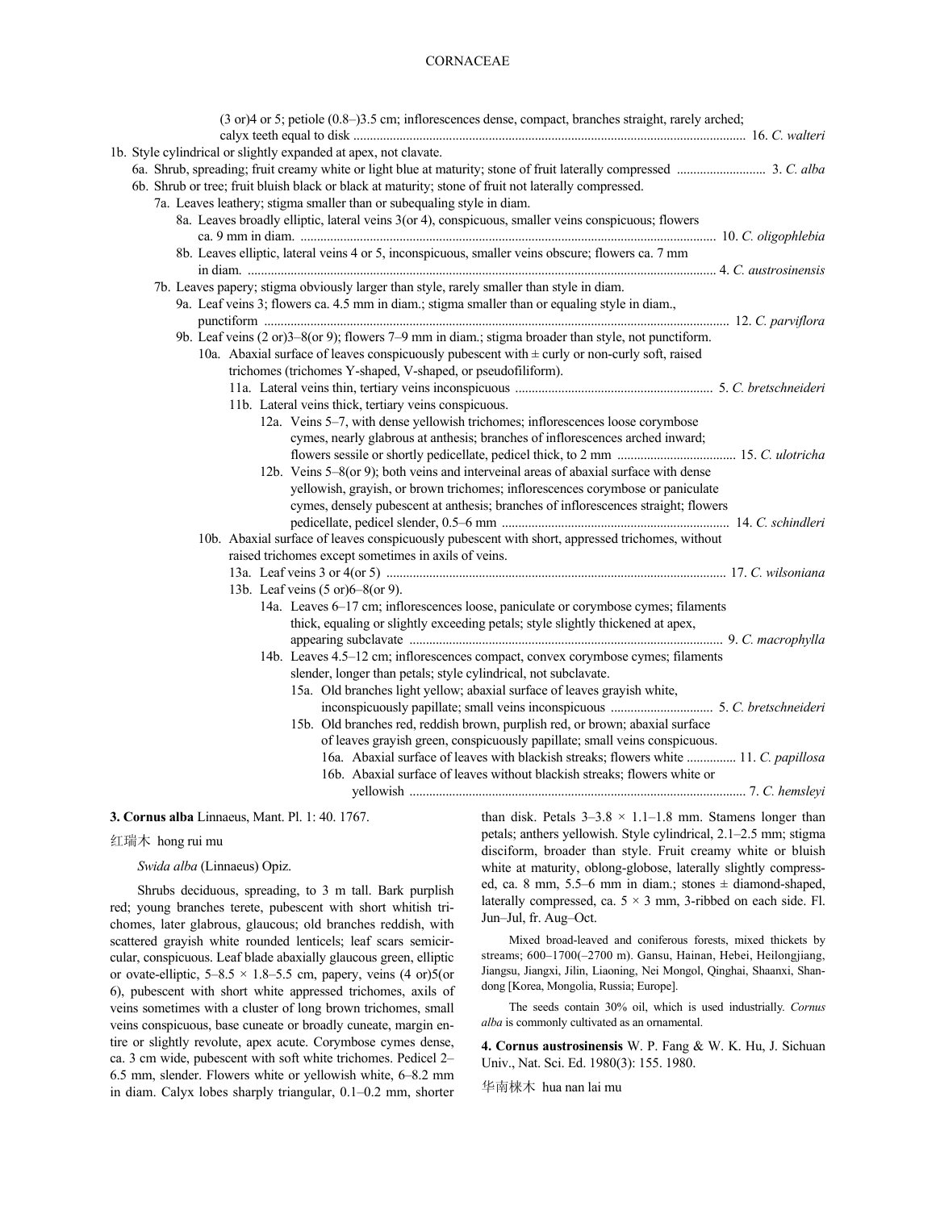(3 or)4 or 5; petiole (0.8–)3.5 cm; inflorescences dense, compact, branches straight, rarely arched; calyx teeth equal to disk ..................................................................................................................... 16. *C. walteri*

1b. Style cylindrical or slightly expanded at apex, not clavate.

6a. Shrub, spreading; fruit creamy white or light blue at maturity; stone of fruit laterally compressed ........................... 3. *C. alba*

6b. Shrub or tree; fruit bluish black or black at maturity; stone of fruit not laterally compressed.

7a. Leaves leathery; stigma smaller than or subequaling style in diam.

8a. Leaves broadly elliptic, lateral veins 3(or 4), conspicuous, smaller veins conspicuous; flowers ca. 9 mm in diam. ............................................................................................................................ 10. *C. oligophlebia*

8b. Leaves elliptic, lateral veins 4 or 5, inconspicuous, smaller veins obscure; flowers ca. 7 mm in diam. ............................................................................................................................ 4. *C. austrosinensis*

7b. Leaves papery; stigma obviously larger than style, rarely smaller than style in diam.

9a. Leaf veins 3; flowers ca. 4.5 mm in diam.; stigma smaller than or equaling style in diam., punctiform ............................................................................................................................ 12. *C. parviflora*

9b. Leaf veins (2 or)3–8(or 9); flowers 7–9 mm in diam.; stigma broader than style, not punctiform.

10a. Abaxial surface of leaves conspicuously pubescent with ± curly or non-curly soft, raised trichomes (trichomes Y-shaped, V-shaped, or pseudofiliform).

11a. Lateral veins thin, tertiary veins inconspicuous ........................................................... 5. *C. bretschneideri*

11b. Lateral veins thick, tertiary veins conspicuous.

12a. Veins 5–7, with dense yellowish trichomes; inflorescences loose corymbose cymes, nearly glabrous at anthesis; branches of inflorescences arched inward; flowers sessile or shortly pedicellate, pedicel thick, to 2 mm .................................... 15. *C. ulotricha*

12b. Veins 5–8(or 9); both veins and interveinal areas of abaxial surface with dense yellowish, grayish, or brown trichomes; inflorescences corymbose or paniculate cymes, densely pubescent at anthesis; branches of inflorescences straight; flowers pedicellate, pedicel slender, 0.5–6 mm .................................................................... 14. *C. schindleri*

10b. Abaxial surface of leaves conspicuously pubescent with short, appressed trichomes, without raised trichomes except sometimes in axils of veins.

13a. Leaf veins 3 or 4(or 5) ...................................................................................................... 17. *C. wilsoniana*

13b. Leaf veins (5 or)6–8(or 9).

14a. Leaves 6–17 cm; inflorescences loose, paniculate or corymbose cymes; filaments thick, equaling or slightly exceeding petals; style slightly thickened at apex, appearing subclavate ............................................................................................... 9. *C. macrophylla*

14b. Leaves 4.5–12 cm; inflorescences compact, convex corymbose cymes; filaments slender, longer than petals; style cylindrical, not subclavate.

15a. Old branches light yellow; abaxial surface of leaves grayish white, inconspicuously papillate; small veins inconspicuous ............................... 5. *C. bretschneideri*

15b. Old branches red, reddish brown, purplish red, or brown; abaxial surface of leaves grayish green, conspicuously papillate; small veins conspicuous.

16a. Abaxial surface of leaves with blackish streaks; flowers white ............... 11. *C. papillosa*

16b. Abaxial surface of leaves without blackish streaks; flowers white or yellowish ..................................................................................................... 7. *C. hemsleyi*

**3. Cornus alba** Linnaeus, Mant. Pl. 1: 40. 1767.

红瑞木 hong rui mu

*Swida alba* (Linnaeus) Opiz.

Shrubs deciduous, spreading, to 3 m tall. Bark purplish red; young branches terete, pubescent with short whitish trichomes, later glabrous, glaucous; old branches reddish, with scattered grayish white rounded lenticels; leaf scars semicircular, conspicuous. Leaf blade abaxially glaucous green, elliptic or ovate-elliptic, 5–8.5 × 1.8–5.5 cm, papery, veins (4 or)5(or 6), pubescent with short white appressed trichomes, axils of veins sometimes with a cluster of long brown trichomes, small veins conspicuous, base cuneate or broadly cuneate, margin entire or slightly revolute, apex acute. Corymbose cymes dense, ca. 3 cm wide, pubescent with soft white trichomes. Pedicel 2–6.5 mm, slender. Flowers white or yellowish white, 6–8.2 mm in diam. Calyx lobes sharply triangular, 0.1–0.2 mm, shorter than disk. Petals 3–3.8 × 1.1–1.8 mm. Stamens longer than petals; anthers yellowish. Style cylindrical, 2.1–2.5 mm; stigma disciform, broader than style. Fruit creamy white or bluish white at maturity, oblong-globose, laterally slightly compressed, ca. 8 mm, 5.5–6 mm in diam.; stones ± diamond-shaped, laterally compressed, ca. 5 × 3 mm, 3-ribbed on each side. Fl. Jun–Jul, fr. Aug–Oct.

Mixed broad-leaved and coniferous forests, mixed thickets by streams; 600–1700(–2700 m). Gansu, Hainan, Hebei, Heilongjiang, Jiangsu, Jiangxi, Jilin, Liaoning, Nei Mongol, Qinghai, Shaanxi, Shandong [Korea, Mongolia, Russia; Europe].

The seeds contain 30% oil, which is used industrially. *Cornus alba* is commonly cultivated as an ornamental.

**4. Cornus austrosinensis** W. P. Fang & W. K. Hu, J. Sichuan Univ., Nat. Sci. Ed. 1980(3): 155. 1980.

华南梾木 hua nan lai mu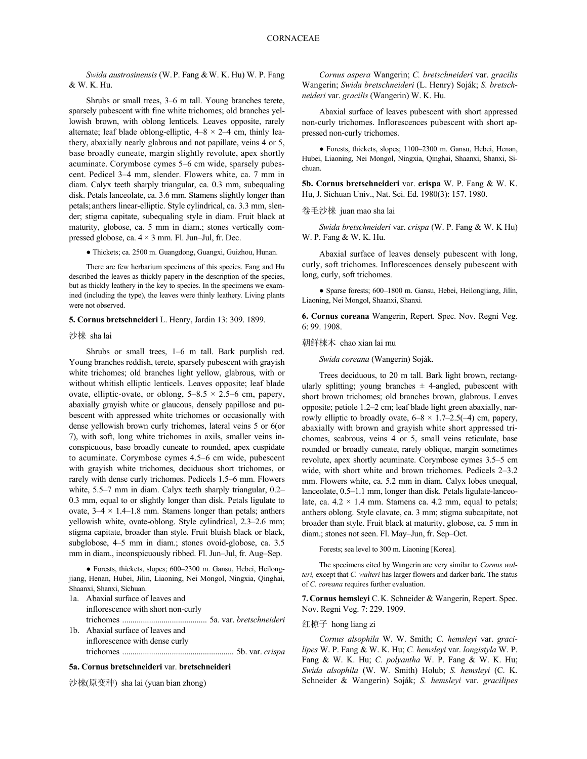*Swida austrosinensis* (W. P. Fang & W. K. Hu) W. P. Fang & W. K. Hu.

Shrubs or small trees, 3–6 m tall. Young branches terete, sparsely pubescent with fine white trichomes; old branches yellowish brown, with oblong lenticels. Leaves opposite, rarely alternate; leaf blade oblong-elliptic, 4–8 × 2–4 cm, thinly leathery, abaxially nearly glabrous and not papillate, veins 4 or 5, base broadly cuneate, margin slightly revolute, apex shortly acuminate. Corymbose cymes 5–6 cm wide, sparsely pubescent. Pedicel 3–4 mm, slender. Flowers white, ca. 7 mm in diam. Calyx teeth sharply triangular, ca. 0.3 mm, subequaling disk. Petals lanceolate, ca. 3.6 mm. Stamens slightly longer than petals; anthers linear-elliptic. Style cylindrical, ca. 3.3 mm, slender; stigma capitate, subequaling style in diam. Fruit black at maturity, globose, ca. 5 mm in diam.; stones vertically compressed globose, ca. 4 × 3 mm. Fl. Jun–Jul, fr. Dec.

● Thickets; ca. 2500 m. Guangdong, Guangxi, Guizhou, Hunan.

There are few herbarium specimens of this species. Fang and Hu described the leaves as thickly papery in the description of the species, but as thickly leathery in the key to species. In the specimens we examined (including the type), the leaves were thinly leathery. Living plants were not observed.

**5. Cornus bretschneideri** L. Henry, Jardin 13: 309. 1899.

沙梾 sha lai

Shrubs or small trees, 1–6 m tall. Bark purplish red. Young branches reddish, terete, sparsely pubescent with grayish white trichomes; old branches light yellow, glabrous, with or without whitish elliptic lenticels. Leaves opposite; leaf blade ovate, elliptic-ovate, or oblong, 5–8.5 × 2.5–6 cm, papery, abaxially grayish white or glaucous, densely papillose and pubescent with appressed white trichomes or occasionally with dense yellowish brown curly trichomes, lateral veins 5 or 6(or 7), with soft, long white trichomes in axils, smaller veins inconspicuous, base broadly cuneate to rounded, apex cuspidate to acuminate. Corymbose cymes 4.5–6 cm wide, pubescent with grayish white trichomes, deciduous short trichomes, or rarely with dense curly trichomes. Pedicels 1.5–6 mm. Flowers white, 5.5–7 mm in diam. Calyx teeth sharply triangular, 0.2–0.3 mm, equal to or slightly longer than disk. Petals ligulate to ovate, 3–4 × 1.4–1.8 mm. Stamens longer than petals; anthers yellowish white, ovate-oblong. Style cylindrical, 2.3–2.6 mm; stigma capitate, broader than style. Fruit bluish black or black, subglobose, 4–5 mm in diam.; stones ovoid-globose, ca. 3.5 mm in diam., inconspicuously ribbed. Fl. Jun–Jul, fr. Aug–Sep.

● Forests, thickets, slopes; 600–2300 m. Gansu, Hebei, Heilongjiang, Henan, Hubei, Jilin, Liaoning, Nei Mongol, Ningxia, Qinghai, Shaanxi, Shanxi, Sichuan.

1a. Abaxial surface of leaves and inflorescence with short non-curly trichomes ......................................... 5a. var. *bretschneideri*
1b. Abaxial surface of leaves and inflorescence with dense curly trichomes ..................................................... 5b. var. *crispa*

**5a. Cornus bretschneideri** var. **bretschneideri**

沙梾(原变种) sha lai (yuan bian zhong)

*Cornus aspera* Wangerin; *C. bretschneideri* var. *gracilis* Wangerin; *Swida bretschneideri* (L. Henry) Soják; *S. bretschneideri* var. *gracilis* (Wangerin) W. K. Hu.

Abaxial surface of leaves pubescent with short appressed non-curly trichomes. Inflorescences pubescent with short appressed non-curly trichomes.

● Forests, thickets, slopes; 1100–2300 m. Gansu, Hebei, Henan, Hubei, Liaoning, Nei Mongol, Ningxia, Qinghai, Shaanxi, Shanxi, Sichuan.

**5b. Cornus bretschneideri** var. **crispa** W. P. Fang & W. K. Hu, J. Sichuan Univ., Nat. Sci. Ed. 1980(3): 157. 1980.

卷毛沙梾 juan mao sha lai

*Swida bretschneideri* var. *crispa* (W. P. Fang & W. K Hu) W. P. Fang & W. K. Hu.

Abaxial surface of leaves densely pubescent with long, curly, soft trichomes. Inflorescences densely pubescent with long, curly, soft trichomes.

● Sparse forests; 600–1800 m. Gansu, Hebei, Heilongjiang, Jilin, Liaoning, Nei Mongol, Shaanxi, Shanxi.

**6. Cornus coreana** Wangerin, Repert. Spec. Nov. Regni Veg. 6: 99. 1908.

朝鲜梾木 chao xian lai mu

*Swida coreana* (Wangerin) Soják.

Trees deciduous, to 20 m tall. Bark light brown, rectangularly splitting; young branches ± 4-angled, pubescent with short brown trichomes; old branches brown, glabrous. Leaves opposite; petiole 1.2–2 cm; leaf blade light green abaxially, narrowly elliptic to broadly ovate, 6–8 × 1.7–2.5(–4) cm, papery, abaxially with brown and grayish white short appressed trichomes, scabrous, veins 4 or 5, small veins reticulate, base rounded or broadly cuneate, rarely oblique, margin sometimes revolute, apex shortly acuminate. Corymbose cymes 3.5–5 cm wide, with short white and brown trichomes. Pedicels 2–3.2 mm. Flowers white, ca. 5.2 mm in diam. Calyx lobes unequal, lanceolate, 0.5–1.1 mm, longer than disk. Petals ligulate-lanceolate, ca. 4.2 × 1.4 mm. Stamens ca. 4.2 mm, equal to petals; anthers oblong. Style clavate, ca. 3 mm; stigma subcapitate, not broader than style. Fruit black at maturity, globose, ca. 5 mm in diam.; stones not seen. Fl. May–Jun, fr. Sep–Oct.

Forests; sea level to 300 m. Liaoning [Korea].

The specimens cited by Wangerin are very similar to *Cornus walteri,* except that *C. walteri* has larger flowers and darker bark. The status of *C. coreana* requires further evaluation.

**7. Cornus hemsleyi** C. K. Schneider & Wangerin, Repert. Spec. Nov. Regni Veg. 7: 229. 1909.

红椋子 hong liang zi

*Cornus alsophila* W. W. Smith; *C. hemsleyi* var. *gracilipes* W. P. Fang & W. K. Hu; *C. hemsleyi* var. *longistyla* W. P. Fang & W. K. Hu; *C. polyantha* W. P. Fang & W. K. Hu; *Swida alsophila* (W. W. Smith) Holub; *S. hemsleyi* (C. K. Schneider & Wangerin) Soják; *S. hemsleyi* var. *gracilipes*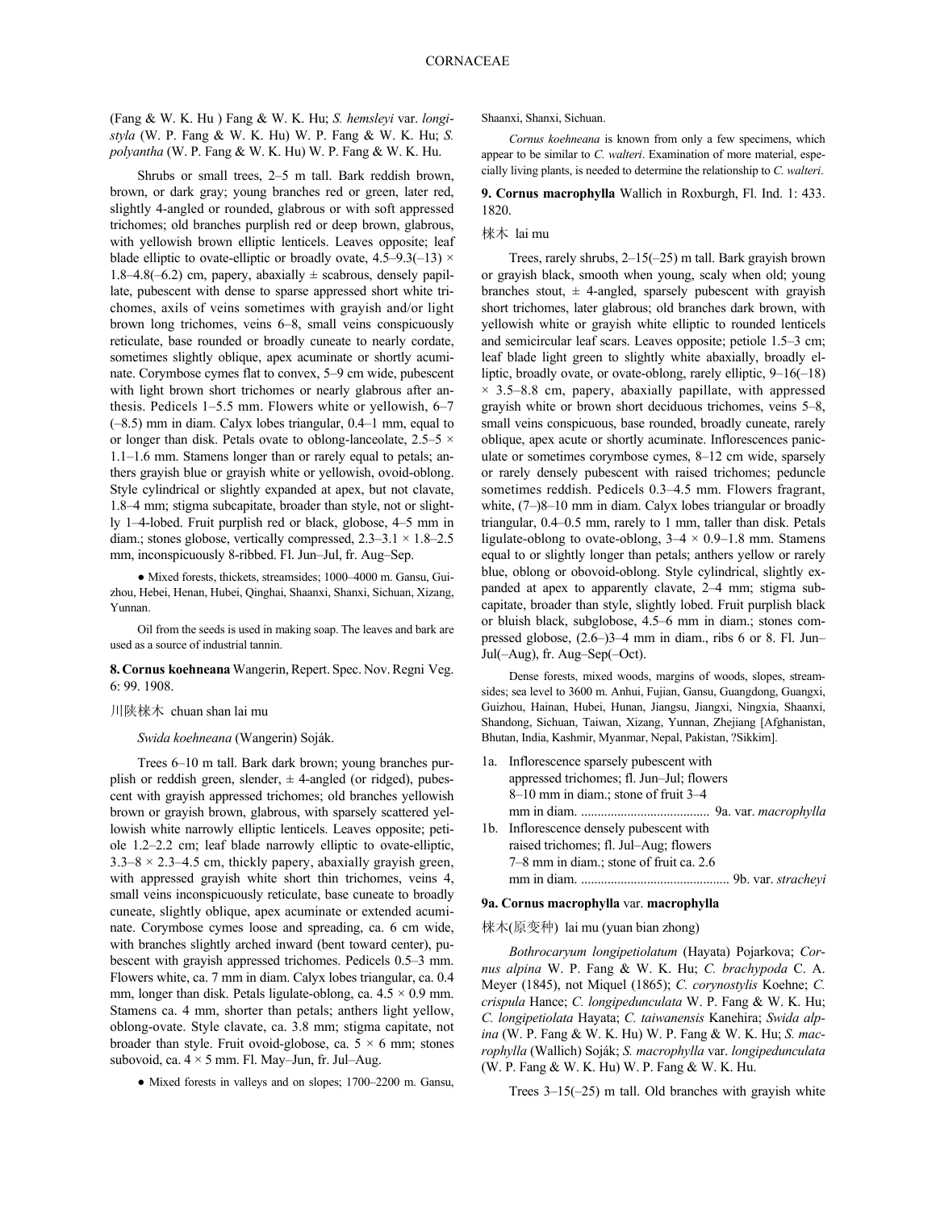(Fang & W. K. Hu ) Fang & W. K. Hu; *S. hemsleyi* var. *longistyla* (W. P. Fang & W. K. Hu) W. P. Fang & W. K. Hu; *S. polyantha* (W. P. Fang & W. K. Hu) W. P. Fang & W. K. Hu.

Shrubs or small trees, 2–5 m tall. Bark reddish brown, brown, or dark gray; young branches red or green, later red, slightly 4-angled or rounded, glabrous or with soft appressed trichomes; old branches purplish red or deep brown, glabrous, with yellowish brown elliptic lenticels. Leaves opposite; leaf blade elliptic to ovate-elliptic or broadly ovate, 4.5–9.3(–13) × 1.8–4.8(–6.2) cm, papery, abaxially ± scabrous, densely papillate, pubescent with dense to sparse appressed short white trichomes, axils of veins sometimes with grayish and/or light brown long trichomes, veins 6–8, small veins conspicuously reticulate, base rounded or broadly cuneate to nearly cordate, sometimes slightly oblique, apex acuminate or shortly acuminate. Corymbose cymes flat to convex, 5–9 cm wide, pubescent with light brown short trichomes or nearly glabrous after anthesis. Pedicels 1–5.5 mm. Flowers white or yellowish, 6–7 (–8.5) mm in diam. Calyx lobes triangular, 0.4–1 mm, equal to or longer than disk. Petals ovate to oblong-lanceolate, 2.5–5 × 1.1–1.6 mm. Stamens longer than or rarely equal to petals; anthers grayish blue or grayish white or yellowish, ovoid-oblong. Style cylindrical or slightly expanded at apex, but not clavate, 1.8–4 mm; stigma subcapitate, broader than style, not or slightly 1–4-lobed. Fruit purplish red or black, globose, 4–5 mm in diam.; stones globose, vertically compressed, 2.3–3.1 × 1.8–2.5 mm, inconspicuously 8-ribbed. Fl. Jun–Jul, fr. Aug–Sep.

● Mixed forests, thickets, streamsides; 1000–4000 m. Gansu, Guizhou, Hebei, Henan, Hubei, Qinghai, Shaanxi, Shanxi, Sichuan, Xizang, Yunnan.

Oil from the seeds is used in making soap. The leaves and bark are used as a source of industrial tannin.

**8. Cornus koehneana** Wangerin, Repert. Spec. Nov. Regni Veg. 6: 99. 1908.

川陕梾木 chuan shan lai mu

*Swida koehneana* (Wangerin) Soják.

Trees 6–10 m tall. Bark dark brown; young branches purplish or reddish green, slender, ± 4-angled (or ridged), pubescent with grayish appressed trichomes; old branches yellowish brown or grayish brown, glabrous, with sparsely scattered yellowish white narrowly elliptic lenticels. Leaves opposite; petiole 1.2–2.2 cm; leaf blade narrowly elliptic to ovate-elliptic, 3.3–8 × 2.3–4.5 cm, thickly papery, abaxially grayish green, with appressed grayish white short thin trichomes, veins 4, small veins inconspicuously reticulate, base cuneate to broadly cuneate, slightly oblique, apex acuminate or extended acuminate. Corymbose cymes loose and spreading, ca. 6 cm wide, with branches slightly arched inward (bent toward center), pubescent with grayish appressed trichomes. Pedicels 0.5–3 mm. Flowers white, ca. 7 mm in diam. Calyx lobes triangular, ca. 0.4 mm, longer than disk. Petals ligulate-oblong, ca. 4.5 × 0.9 mm. Stamens ca. 4 mm, shorter than petals; anthers light yellow, oblong-ovate. Style clavate, ca. 3.8 mm; stigma capitate, not broader than style. Fruit ovoid-globose, ca. 5 × 6 mm; stones subovoid, ca. 4 × 5 mm. Fl. May–Jun, fr. Jul–Aug.

● Mixed forests in valleys and on slopes; 1700–2200 m. Gansu, Shaanxi, Shanxi, Sichuan.

*Cornus koehneana* is known from only a few specimens, which appear to be similar to *C. walteri*. Examination of more material, especially living plants, is needed to determine the relationship to *C. walteri*.

**9. Cornus macrophylla** Wallich in Roxburgh, Fl. Ind. 1: 433. 1820.

梾木 lai mu

Trees, rarely shrubs, 2–15(–25) m tall. Bark grayish brown or grayish black, smooth when young, scaly when old; young branches stout, ± 4-angled, sparsely pubescent with grayish short trichomes, later glabrous; old branches dark brown, with yellowish white or grayish white elliptic to rounded lenticels and semicircular leaf scars. Leaves opposite; petiole 1.5–3 cm; leaf blade light green to slightly white abaxially, broadly elliptic, broadly ovate, or ovate-oblong, rarely elliptic, 9–16(–18) × 3.5–8.8 cm, papery, abaxially papillate, with appressed grayish white or brown short deciduous trichomes, veins 5–8, small veins conspicuous, base rounded, broadly cuneate, rarely oblique, apex acute or shortly acuminate. Inflorescences paniculate or sometimes corymbose cymes, 8–12 cm wide, sparsely or rarely densely pubescent with raised trichomes; peduncle sometimes reddish. Pedicels 0.3–4.5 mm. Flowers fragrant, white, (7–)8–10 mm in diam. Calyx lobes triangular or broadly triangular, 0.4–0.5 mm, rarely to 1 mm, taller than disk. Petals ligulate-oblong to ovate-oblong, 3–4 × 0.9–1.8 mm. Stamens equal to or slightly longer than petals; anthers yellow or rarely blue, oblong or obovoid-oblong. Style cylindrical, slightly expanded at apex to apparently clavate, 2–4 mm; stigma subcapitate, broader than style, slightly lobed. Fruit purplish black or bluish black, subglobose, 4.5–6 mm in diam.; stones compressed globose, (2.6–)3–4 mm in diam., ribs 6 or 8. Fl. Jun–Jul(–Aug), fr. Aug–Sep(–Oct).

Dense forests, mixed woods, margins of woods, slopes, streamsides; sea level to 3600 m. Anhui, Fujian, Gansu, Guangdong, Guangxi, Guizhou, Hainan, Hubei, Hunan, Jiangsu, Jiangxi, Ningxia, Shaanxi, Shandong, Sichuan, Taiwan, Xizang, Yunnan, Zhejiang [Afghanistan, Bhutan, India, Kashmir, Myanmar, Nepal, Pakistan, ?Sikkim].

1a. Inflorescence sparsely pubescent with appressed trichomes; fl. Jun–Jul; flowers 8–10 mm in diam.; stone of fruit 3–4 mm in diam. ....................................... 9a. var. *macrophylla*
1b. Inflorescence densely pubescent with raised trichomes; fl. Jul–Aug; flowers 7–8 mm in diam.; stone of fruit ca. 2.6 mm in diam. ............................................ 9b. var. *stracheyi*

**9a. Cornus macrophylla** var. **macrophylla**

梾木(原变种) lai mu (yuan bian zhong)

*Bothrocaryum longipetiolatum* (Hayata) Pojarkova; *Cornus alpina* W. P. Fang & W. K. Hu; *C. brachypoda* C. A. Meyer (1845), not Miquel (1865); *C. corynostylis* Koehne; *C. crispula* Hance; *C. longipedunculata* W. P. Fang & W. K. Hu; *C. longipetiolata* Hayata; *C. taiwanensis* Kanehira; *Swida alpina* (W. P. Fang & W. K. Hu) W. P. Fang & W. K. Hu; *S. macrophylla* (Wallich) Soják; *S. macrophylla* var. *longipedunculata* (W. P. Fang & W. K. Hu) W. P. Fang & W. K. Hu.

Trees 3–15(–25) m tall. Old branches with grayish white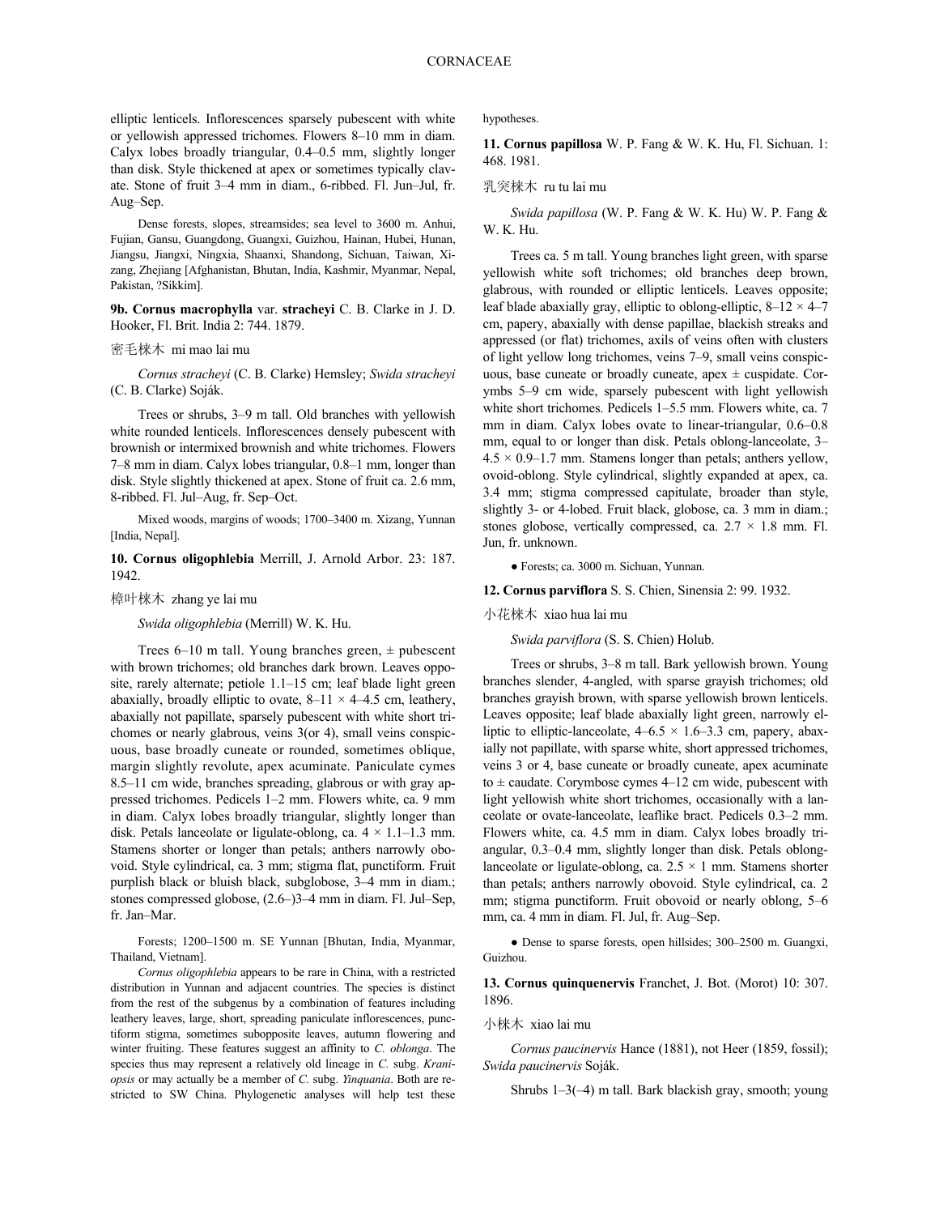elliptic lenticels. Inflorescences sparsely pubescent with white or yellowish appressed trichomes. Flowers 8–10 mm in diam. Calyx lobes broadly triangular, 0.4–0.5 mm, slightly longer than disk. Style thickened at apex or sometimes typically clavate. Stone of fruit 3–4 mm in diam., 6-ribbed. Fl. Jun–Jul, fr. Aug–Sep.

Dense forests, slopes, streamsides; sea level to 3600 m. Anhui, Fujian, Gansu, Guangdong, Guangxi, Guizhou, Hainan, Hubei, Hunan, Jiangsu, Jiangxi, Ningxia, Shaanxi, Shandong, Sichuan, Taiwan, Xizang, Zhejiang [Afghanistan, Bhutan, India, Kashmir, Myanmar, Nepal, Pakistan, ?Sikkim].

**9b. Cornus macrophylla** var. **stracheyi** C. B. Clarke in J. D. Hooker, Fl. Brit. India 2: 744. 1879.

密毛梾木 mi mao lai mu

*Cornus stracheyi* (C. B. Clarke) Hemsley; *Swida stracheyi* (C. B. Clarke) Soják.

Trees or shrubs, 3–9 m tall. Old branches with yellowish white rounded lenticels. Inflorescences densely pubescent with brownish or intermixed brownish and white trichomes. Flowers 7–8 mm in diam. Calyx lobes triangular, 0.8–1 mm, longer than disk. Style slightly thickened at apex. Stone of fruit ca. 2.6 mm, 8-ribbed. Fl. Jul–Aug, fr. Sep–Oct.

Mixed woods, margins of woods; 1700–3400 m. Xizang, Yunnan [India, Nepal].

**10. Cornus oligophlebia** Merrill, J. Arnold Arbor. 23: 187. 1942.

樟叶梾木 zhang ye lai mu

*Swida oligophlebia* (Merrill) W. K. Hu.

Trees 6–10 m tall. Young branches green, ± pubescent with brown trichomes; old branches dark brown. Leaves opposite, rarely alternate; petiole 1.1–15 cm; leaf blade light green abaxially, broadly elliptic to ovate, 8–11 × 4–4.5 cm, leathery, abaxially not papillate, sparsely pubescent with white short trichomes or nearly glabrous, veins 3(or 4), small veins conspicuous, base broadly cuneate or rounded, sometimes oblique, margin slightly revolute, apex acuminate. Paniculate cymes 8.5–11 cm wide, branches spreading, glabrous or with gray appressed trichomes. Pedicels 1–2 mm. Flowers white, ca. 9 mm in diam. Calyx lobes broadly triangular, slightly longer than disk. Petals lanceolate or ligulate-oblong, ca. 4 × 1.1–1.3 mm. Stamens shorter or longer than petals; anthers narrowly obovoid. Style cylindrical, ca. 3 mm; stigma flat, punctiform. Fruit purplish black or bluish black, subglobose, 3–4 mm in diam.; stones compressed globose, (2.6–)3–4 mm in diam. Fl. Jul–Sep, fr. Jan–Mar.

Forests; 1200–1500 m. SE Yunnan [Bhutan, India, Myanmar, Thailand, Vietnam].

*Cornus oligophlebia* appears to be rare in China, with a restricted distribution in Yunnan and adjacent countries. The species is distinct from the rest of the subgenus by a combination of features including leathery leaves, large, short, spreading paniculate inflorescences, punctiform stigma, sometimes subopposite leaves, autumn flowering and winter fruiting. These features suggest an affinity to *C. oblonga*. The species thus may represent a relatively old lineage in *C.* subg. *Kraniopsis* or may actually be a member of *C.* subg. *Yinquania*. Both are restricted to SW China. Phylogenetic analyses will help test these hypotheses.

**11. Cornus papillosa** W. P. Fang & W. K. Hu, Fl. Sichuan. 1: 468. 1981.

乳突梾木 ru tu lai mu

*Swida papillosa* (W. P. Fang & W. K. Hu) W. P. Fang & W. K. Hu.

Trees ca. 5 m tall. Young branches light green, with sparse yellowish white soft trichomes; old branches deep brown, glabrous, with rounded or elliptic lenticels. Leaves opposite; leaf blade abaxially gray, elliptic to oblong-elliptic, 8–12 × 4–7 cm, papery, abaxially with dense papillae, blackish streaks and appressed (or flat) trichomes, axils of veins often with clusters of light yellow long trichomes, veins 7–9, small veins conspicuous, base cuneate or broadly cuneate, apex ± cuspidate. Corymbs 5–9 cm wide, sparsely pubescent with light yellowish white short trichomes. Pedicels 1–5.5 mm. Flowers white, ca. 7 mm in diam. Calyx lobes ovate to linear-triangular, 0.6–0.8 mm, equal to or longer than disk. Petals oblong-lanceolate, 3–4.5 × 0.9–1.7 mm. Stamens longer than petals; anthers yellow, ovoid-oblong. Style cylindrical, slightly expanded at apex, ca. 3.4 mm; stigma compressed capitulate, broader than style, slightly 3- or 4-lobed. Fruit black, globose, ca. 3 mm in diam.; stones globose, vertically compressed, ca. 2.7 × 1.8 mm. Fl. Jun, fr. unknown.

● Forests; ca. 3000 m. Sichuan, Yunnan.

**12. Cornus parviflora** S. S. Chien, Sinensia 2: 99. 1932.

小花梾木 xiao hua lai mu

*Swida parviflora* (S. S. Chien) Holub.

Trees or shrubs, 3–8 m tall. Bark yellowish brown. Young branches slender, 4-angled, with sparse grayish trichomes; old branches grayish brown, with sparse yellowish brown lenticels. Leaves opposite; leaf blade abaxially light green, narrowly elliptic to elliptic-lanceolate, 4–6.5 × 1.6–3.3 cm, papery, abaxially not papillate, with sparse white, short appressed trichomes, veins 3 or 4, base cuneate or broadly cuneate, apex acuminate to ± caudate. Corymbose cymes 4–12 cm wide, pubescent with light yellowish white short trichomes, occasionally with a lanceolate or ovate-lanceolate, leaflike bract. Pedicels 0.3–2 mm. Flowers white, ca. 4.5 mm in diam. Calyx lobes broadly triangular, 0.3–0.4 mm, slightly longer than disk. Petals oblong-lanceolate or ligulate-oblong, ca. 2.5 × 1 mm. Stamens shorter than petals; anthers narrowly obovoid. Style cylindrical, ca. 2 mm; stigma punctiform. Fruit obovoid or nearly oblong, 5–6 mm, ca. 4 mm in diam. Fl. Jul, fr. Aug–Sep.

● Dense to sparse forests, open hillsides; 300–2500 m. Guangxi, Guizhou.

**13. Cornus quinquenervis** Franchet, J. Bot. (Morot) 10: 307. 1896.

小梾木 xiao lai mu

*Cornus paucinervis* Hance (1881), not Heer (1859, fossil); *Swida paucinervis* Soják.

Shrubs 1–3(–4) m tall. Bark blackish gray, smooth; young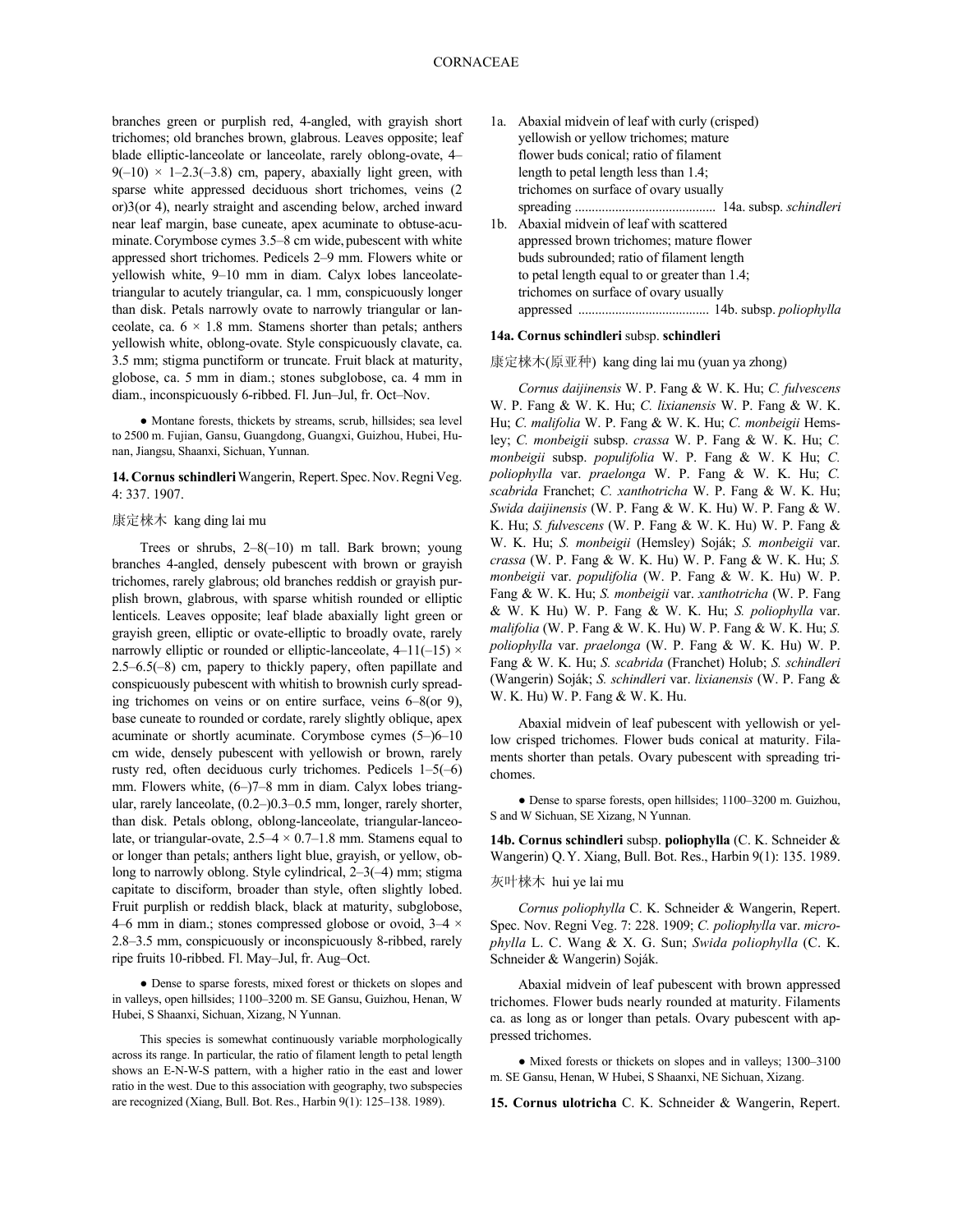branches green or purplish red, 4-angled, with grayish short trichomes; old branches brown, glabrous. Leaves opposite; leaf blade elliptic-lanceolate or lanceolate, rarely oblong-ovate, 4–9(–10) × 1–2.3(–3.8) cm, papery, abaxially light green, with sparse white appressed deciduous short trichomes, veins (2 or)3(or 4), nearly straight and ascending below, arched inward near leaf margin, base cuneate, apex acuminate to obtuse-acuminate. Corymbose cymes 3.5–8 cm wide, pubescent with white appressed short trichomes. Pedicels 2–9 mm. Flowers white or yellowish white, 9–10 mm in diam. Calyx lobes lanceolate-triangular to acutely triangular, ca. 1 mm, conspicuously longer than disk. Petals narrowly ovate to narrowly triangular or lanceolate, ca. 6 × 1.8 mm. Stamens shorter than petals; anthers yellowish white, oblong-ovate. Style conspicuously clavate, ca. 3.5 mm; stigma punctiform or truncate. Fruit black at maturity, globose, ca. 5 mm in diam.; stones subglobose, ca. 4 mm in diam., inconspicuously 6-ribbed. Fl. Jun–Jul, fr. Oct–Nov.

● Montane forests, thickets by streams, scrub, hillsides; sea level to 2500 m. Fujian, Gansu, Guangdong, Guangxi, Guizhou, Hubei, Hunan, Jiangsu, Shaanxi, Sichuan, Yunnan.

**14. Cornus schindleri** Wangerin, Repert. Spec. Nov. Regni Veg. 4: 337. 1907.

康定梾木 kang ding lai mu

Trees or shrubs, 2–8(–10) m tall. Bark brown; young branches 4-angled, densely pubescent with brown or grayish trichomes, rarely glabrous; old branches reddish or grayish purplish brown, glabrous, with sparse whitish rounded or elliptic lenticels. Leaves opposite; leaf blade abaxially light green or grayish green, elliptic or ovate-elliptic to broadly ovate, rarely narrowly elliptic or rounded or elliptic-lanceolate, 4–11(–15) × 2.5–6.5(–8) cm, papery to thickly papery, often papillate and conspicuously pubescent with whitish to brownish curly spreading trichomes on veins or on entire surface, veins 6–8(or 9), base cuneate to rounded or cordate, rarely slightly oblique, apex acuminate or shortly acuminate. Corymbose cymes (5–)6–10 cm wide, densely pubescent with yellowish or brown, rarely rusty red, often deciduous curly trichomes. Pedicels 1–5(–6) mm. Flowers white, (6–)7–8 mm in diam. Calyx lobes triangular, rarely lanceolate, (0.2–)0.3–0.5 mm, longer, rarely shorter, than disk. Petals oblong, oblong-lanceolate, triangular-lanceolate, or triangular-ovate, 2.5–4 × 0.7–1.8 mm. Stamens equal to or longer than petals; anthers light blue, grayish, or yellow, oblong to narrowly oblong. Style cylindrical, 2–3(–4) mm; stigma capitate to disciform, broader than style, often slightly lobed. Fruit purplish or reddish black, black at maturity, subglobose, 4–6 mm in diam.; stones compressed globose or ovoid, 3–4 × 2.8–3.5 mm, conspicuously or inconspicuously 8-ribbed, rarely ripe fruits 10-ribbed. Fl. May–Jul, fr. Aug–Oct.

● Dense to sparse forests, mixed forest or thickets on slopes and in valleys, open hillsides; 1100–3200 m. SE Gansu, Guizhou, Henan, W Hubei, S Shaanxi, Sichuan, Xizang, N Yunnan.

This species is somewhat continuously variable morphologically across its range. In particular, the ratio of filament length to petal length shows an E-N-W-S pattern, with a higher ratio in the east and lower ratio in the west. Due to this association with geography, two subspecies are recognized (Xiang, Bull. Bot. Res., Harbin 9(1): 125–138. 1989).

1a. Abaxial midvein of leaf with curly (crisped) yellowish or yellow trichomes; mature flower buds conical; ratio of filament length to petal length less than 1.4; trichomes on surface of ovary usually spreading .......................................... 14a. subsp. *schindleri*
1b. Abaxial midvein of leaf with scattered appressed brown trichomes; mature flower buds subrounded; ratio of filament length to petal length equal to or greater than 1.4; trichomes on surface of ovary usually appressed ...................................... 14b. subsp. *poliophylla*

**14a. Cornus schindleri** subsp. **schindleri**

康定梾木(原亚种) kang ding lai mu (yuan ya zhong)

*Cornus daijinensis* W. P. Fang & W. K. Hu; *C. fulvescens* W. P. Fang & W. K. Hu; *C. lixianensis* W. P. Fang & W. K. Hu; *C. malifolia* W. P. Fang & W. K. Hu; *C. monbeigii* Hemsley; *C. monbeigii* subsp. *crassa* W. P. Fang & W. K. Hu; *C. monbeigii* subsp. *populifolia* W. P. Fang & W. K Hu; *C. poliophylla* var. *praelonga* W. P. Fang & W. K. Hu; *C. scabrida* Franchet; *C. xanthotricha* W. P. Fang & W. K. Hu; *Swida daijinensis* (W. P. Fang & W. K. Hu) W. P. Fang & W. K. Hu; *S. fulvescens* (W. P. Fang & W. K. Hu) W. P. Fang & W. K. Hu; *S. monbeigii* (Hemsley) Soják; *S. monbeigii* var. *crassa* (W. P. Fang & W. K. Hu) W. P. Fang & W. K. Hu; *S. monbeigii* var. *populifolia* (W. P. Fang & W. K. Hu) W. P. Fang & W. K. Hu; *S. monbeigii* var. *xanthotricha* (W. P. Fang & W. K Hu) W. P. Fang & W. K. Hu; *S. poliophylla* var. *malifolia* (W. P. Fang & W. K. Hu) W. P. Fang & W. K. Hu; *S. poliophylla* var. *praelonga* (W. P. Fang & W. K. Hu) W. P. Fang & W. K. Hu; *S. scabrida* (Franchet) Holub; *S. schindleri* (Wangerin) Soják; *S. schindleri* var. *lixianensis* (W. P. Fang & W. K. Hu) W. P. Fang & W. K. Hu.

Abaxial midvein of leaf pubescent with yellowish or yellow crisped trichomes. Flower buds conical at maturity. Filaments shorter than petals. Ovary pubescent with spreading trichomes.

● Dense to sparse forests, open hillsides; 1100–3200 m. Guizhou, S and W Sichuan, SE Xizang, N Yunnan.

**14b. Cornus schindleri** subsp. **poliophylla** (C. K. Schneider & Wangerin) Q. Y. Xiang, Bull. Bot. Res., Harbin 9(1): 135. 1989.

灰叶梾木 hui ye lai mu

*Cornus poliophylla* C. K. Schneider & Wangerin, Repert. Spec. Nov. Regni Veg. 7: 228. 1909; *C. poliophylla* var. *microphylla* L. C. Wang & X. G. Sun; *Swida poliophylla* (C. K. Schneider & Wangerin) Soják.

Abaxial midvein of leaf pubescent with brown appressed trichomes. Flower buds nearly rounded at maturity. Filaments ca. as long as or longer than petals. Ovary pubescent with appressed trichomes.

● Mixed forests or thickets on slopes and in valleys; 1300–3100 m. SE Gansu, Henan, W Hubei, S Shaanxi, NE Sichuan, Xizang.

**15. Cornus ulotricha** C. K. Schneider & Wangerin, Repert.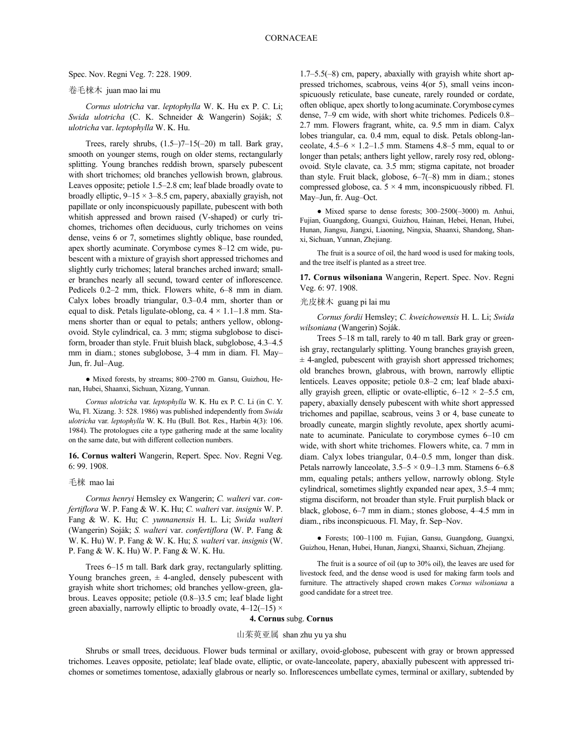Spec. Nov. Regni Veg. 7: 228. 1909.

卷毛梾木 juan mao lai mu

*Cornus ulotricha* var. *leptophylla* W. K. Hu ex P. C. Li; *Swida ulotricha* (C. K. Schneider & Wangerin) Soják; *S. ulotricha* var. *leptophylla* W. K. Hu.

Trees, rarely shrubs, (1.5–)7–15(–20) m tall. Bark gray, smooth on younger stems, rough on older stems, rectangularly splitting. Young branches reddish brown, sparsely pubescent with short trichomes; old branches yellowish brown, glabrous. Leaves opposite; petiole 1.5–2.8 cm; leaf blade broadly ovate to broadly elliptic, 9–15 × 3–8.5 cm, papery, abaxially grayish, not papillate or only inconspicuously papillate, pubescent with both whitish appressed and brown raised (V-shaped) or curly trichomes, trichomes often deciduous, curly trichomes on veins dense, veins 6 or 7, sometimes slightly oblique, base rounded, apex shortly acuminate. Corymbose cymes 8–12 cm wide, pubescent with a mixture of grayish short appressed trichomes and slightly curly trichomes; lateral branches arched inward; smaller branches nearly all secund, toward center of inflorescence. Pedicels 0.2–2 mm, thick. Flowers white, 6–8 mm in diam. Calyx lobes broadly triangular, 0.3–0.4 mm, shorter than or equal to disk. Petals ligulate-oblong, ca. 4 × 1.1–1.8 mm. Stamens shorter than or equal to petals; anthers yellow, oblong-ovoid. Style cylindrical, ca. 3 mm; stigma subglobose to disciform, broader than style. Fruit bluish black, subglobose, 4.3–4.5 mm in diam.; stones subglobose, 3–4 mm in diam. Fl. May–Jun, fr. Jul–Aug.

● Mixed forests, by streams; 800–2700 m. Gansu, Guizhou, Henan, Hubei, Shaanxi, Sichuan, Xizang, Yunnan.

*Cornus ulotricha* var. *leptophylla* W. K. Hu ex P. C. Li (in C. Y. Wu, Fl. Xizang. 3: 528. 1986) was published independently from *Swida ulotricha* var. *leptophylla* W. K. Hu (Bull. Bot. Res., Harbin 4(3): 106. 1984). The protologues cite a type gathering made at the same locality on the same date, but with different collection numbers.

**16. Cornus walteri** Wangerin, Repert. Spec. Nov. Regni Veg. 6: 99. 1908.

毛梾 mao lai

*Cornus henryi* Hemsley ex Wangerin; *C. walteri* var. *confertiflora* W. P. Fang & W. K. Hu; *C. walteri* var. *insignis* W. P. Fang & W. K. Hu; *C. yunnanensis* H. L. Li; *Swida walteri* (Wangerin) Soják; *S. walteri* var. *confertiflora* (W. P. Fang & W. K. Hu) W. P. Fang & W. K. Hu; *S. walteri* var. *insignis* (W. P. Fang & W. K. Hu) W. P. Fang & W. K. Hu.

Trees 6–15 m tall. Bark dark gray, rectangularly splitting. Young branches green, ± 4-angled, densely pubescent with grayish white short trichomes; old branches yellow-green, glabrous. Leaves opposite; petiole (0.8–)3.5 cm; leaf blade light green abaxially, narrowly elliptic to broadly ovate, 4–12(–15) × 1.7–5.5(–8) cm, papery, abaxially with grayish white short appressed trichomes, scabrous, veins 4(or 5), small veins inconspicuously reticulate, base cuneate, rarely rounded or cordate, often oblique, apex shortly to long acuminate. Corymbose cymes dense, 7–9 cm wide, with short white trichomes. Pedicels 0.8–2.7 mm. Flowers fragrant, white, ca. 9.5 mm in diam. Calyx lobes triangular, ca. 0.4 mm, equal to disk. Petals oblong-lanceolate, 4.5–6 × 1.2–1.5 mm. Stamens 4.8–5 mm, equal to or longer than petals; anthers light yellow, rarely rosy red, oblong-ovoid. Style clavate, ca. 3.5 mm; stigma capitate, not broader than style. Fruit black, globose, 6–7(–8) mm in diam.; stones compressed globose, ca. 5 × 4 mm, inconspicuously ribbed. Fl. May–Jun, fr. Aug–Oct.

● Mixed sparse to dense forests; 300–2500(–3000) m. Anhui, Fujian, Guangdong, Guangxi, Guizhou, Hainan, Hebei, Henan, Hubei, Hunan, Jiangsu, Jiangxi, Liaoning, Ningxia, Shaanxi, Shandong, Shanxi, Sichuan, Yunnan, Zhejiang.

The fruit is a source of oil, the hard wood is used for making tools, and the tree itself is planted as a street tree.

**17. Cornus wilsoniana** Wangerin, Repert. Spec. Nov. Regni Veg. 6: 97. 1908.

光皮梾木 guang pi lai mu

*Cornus fordii* Hemsley; *C. kweichowensis* H. L. Li; *Swida wilsoniana* (Wangerin) Soják.

Trees 5–18 m tall, rarely to 40 m tall. Bark gray or greenish gray, rectangularly splitting. Young branches grayish green, ± 4-angled, pubescent with grayish short appressed trichomes; old branches brown, glabrous, with brown, narrowly elliptic lenticels. Leaves opposite; petiole 0.8–2 cm; leaf blade abaxially grayish green, elliptic or ovate-elliptic, 6–12 × 2–5.5 cm, papery, abaxially densely pubescent with white short appressed trichomes and papillae, scabrous, veins 3 or 4, base cuneate to broadly cuneate, margin slightly revolute, apex shortly acuminate to acuminate. Paniculate to corymbose cymes 6–10 cm wide, with short white trichomes. Flowers white, ca. 7 mm in diam. Calyx lobes triangular, 0.4–0.5 mm, longer than disk. Petals narrowly lanceolate, 3.5–5 × 0.9–1.3 mm. Stamens 6–6.8 mm, equaling petals; anthers yellow, narrowly oblong. Style cylindrical, sometimes slightly expanded near apex, 3.5–4 mm; stigma disciform, not broader than style. Fruit purplish black or black, globose, 6–7 mm in diam.; stones globose, 4–4.5 mm in diam., ribs inconspicuous. Fl. May, fr. Sep–Nov.

● Forests; 100–1100 m. Fujian, Gansu, Guangdong, Guangxi, Guizhou, Henan, Hubei, Hunan, Jiangxi, Shaanxi, Sichuan, Zhejiang.

The fruit is a source of oil (up to 30% oil), the leaves are used for livestock feed, and the dense wood is used for making farm tools and furniture. The attractively shaped crown makes *Cornus wilsoniana* a good candidate for a street tree.

## 4. Cornus subg. Cornus

山茱萸亚属 shan zhu yu ya shu

Shrubs or small trees, deciduous. Flower buds terminal or axillary, ovoid-globose, pubescent with gray or brown appressed trichomes. Leaves opposite, petiolate; leaf blade ovate, elliptic, or ovate-lanceolate, papery, abaxially pubescent with appressed trichomes or sometimes tomentose, adaxially glabrous or nearly so. Inflorescences umbellate cymes, terminal or axillary, subtended by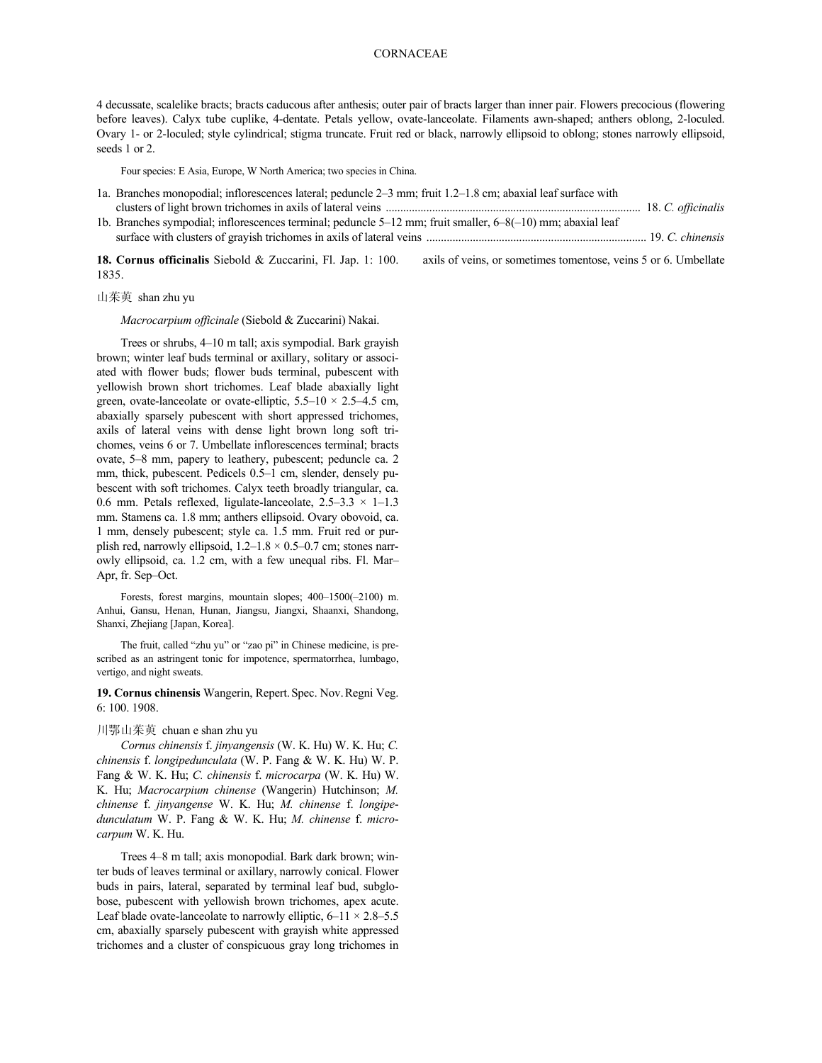4 decussate, scalelike bracts; bracts caducous after anthesis; outer pair of bracts larger than inner pair. Flowers precocious (flowering before leaves). Calyx tube cuplike, 4-dentate. Petals yellow, ovate-lanceolate. Filaments awn-shaped; anthers oblong, 2-loculed. Ovary 1- or 2-loculed; style cylindrical; stigma truncate. Fruit red or black, narrowly ellipsoid to oblong; stones narrowly ellipsoid, seeds 1 or 2.

Four species: E Asia, Europe, W North America; two species in China.

1a. Branches monopodial; inflorescences lateral; peduncle 2–3 mm; fruit 1.2–1.8 cm; abaxial leaf surface with clusters of light brown trichomes in axils of lateral veins ........................................ 18. *C. officinalis*
1b. Branches sympodial; inflorescences terminal; peduncle 5–12 mm; fruit smaller, 6–8(–10) mm; abaxial leaf surface with clusters of grayish trichomes in axils of lateral veins ........................................ 19. *C. chinensis*

**18. Cornus officinalis** Siebold & Zuccarini, Fl. Jap. 1: 100. 1835.

山茱萸 shan zhu yu

*Macrocarpium officinale* (Siebold & Zuccarini) Nakai.

Trees or shrubs, 4–10 m tall; axis sympodial. Bark grayish brown; winter leaf buds terminal or axillary, solitary or associated with flower buds; flower buds terminal, pubescent with yellowish brown short trichomes. Leaf blade abaxially light green, ovate-lanceolate or ovate-elliptic, 5.5–10 × 2.5–4.5 cm, abaxially sparsely pubescent with short appressed trichomes, axils of lateral veins with dense light brown long soft trichomes, veins 6 or 7. Umbellate inflorescences terminal; bracts ovate, 5–8 mm, papery to leathery, pubescent; peduncle ca. 2 mm, thick, pubescent. Pedicels 0.5–1 cm, slender, densely pubescent with soft trichomes. Calyx teeth broadly triangular, ca. 0.6 mm. Petals reflexed, ligulate-lanceolate, 2.5–3.3 × 1–1.3 mm. Stamens ca. 1.8 mm; anthers ellipsoid. Ovary obovoid, ca. 1 mm, densely pubescent; style ca. 1.5 mm. Fruit red or purplish red, narrowly ellipsoid, 1.2–1.8 × 0.5–0.7 cm; stones narrowly ellipsoid, ca. 1.2 cm, with a few unequal ribs. Fl. Mar–Apr, fr. Sep–Oct.

Forests, forest margins, mountain slopes; 400–1500(–2100) m. Anhui, Gansu, Henan, Hunan, Jiangsu, Jiangxi, Shaanxi, Shandong, Shanxi, Zhejiang [Japan, Korea].

The fruit, called “zhu yu” or “zao pi” in Chinese medicine, is prescribed as an astringent tonic for impotence, spermatorrhea, lumbago, vertigo, and night sweats.

**19. Cornus chinensis** Wangerin, Repert. Spec. Nov. Regni Veg. 6: 100. 1908.

川鄂山茱萸 chuan e shan zhu yu

*Cornus chinensis* f. *jinyangensis* (W. K. Hu) W. K. Hu; *C. chinensis* f. *longipedunculata* (W. P. Fang & W. K. Hu) W. P. Fang & W. K. Hu; *C. chinensis* f. *microcarpa* (W. K. Hu) W. K. Hu; *Macrocarpium chinense* (Wangerin) Hutchinson; *M. chinense* f. *jinyangense* W. K. Hu; *M. chinense* f. *longipedunculatum* W. P. Fang & W. K. Hu; *M. chinense* f. *microcarpum* W. K. Hu.

Trees 4–8 m tall; axis monopodial. Bark dark brown; winter buds of leaves terminal or axillary, narrowly conical. Flower buds in pairs, lateral, separated by terminal leaf bud, subglobose, pubescent with yellowish brown trichomes, apex acute. Leaf blade ovate-lanceolate to narrowly elliptic, 6–11 × 2.8–5.5 cm, abaxially sparsely pubescent with grayish white appressed trichomes and a cluster of conspicuous gray long trichomes in axils of veins, or sometimes tomentose, veins 5 or 6. Umbellate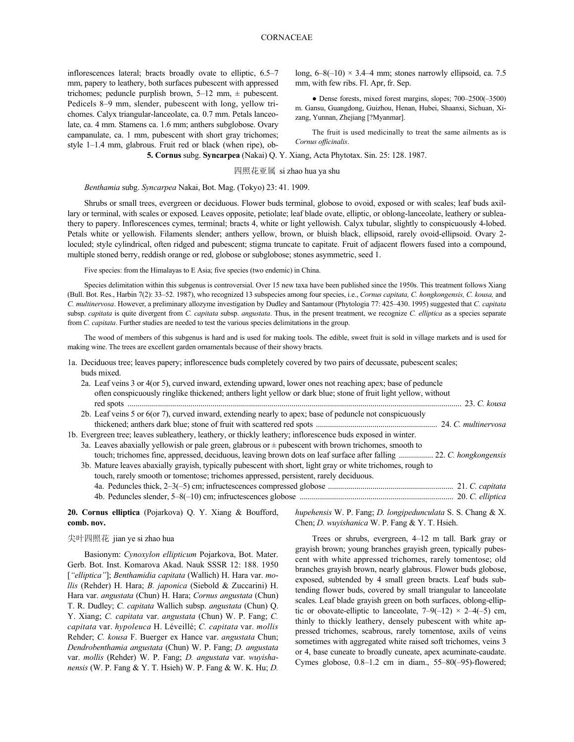inflorescences lateral; bracts broadly ovate to elliptic, 6.5–7 mm, papery to leathery, both surfaces pubescent with appressed trichomes; peduncle purplish brown, 5–12 mm, ± pubescent. Pedicels 8–9 mm, slender, pubescent with long, yellow trichomes. Calyx triangular-lanceolate, ca. 0.7 mm. Petals lanceolate, ca. 4 mm. Stamens ca. 1.6 mm; anthers subglobose. Ovary campanulate, ca. 1 mm, pubescent with short gray trichomes; style 1–1.4 mm, glabrous. Fruit red or black (when ripe), oblong, 6–8(–10) × 3.4–4 mm; stones narrowly ellipsoid, ca. 7.5 mm, with few ribs. Fl. Apr, fr. Sep.

● Dense forests, mixed forest margins, slopes; 700–2500(–3500) m. Gansu, Guangdong, Guizhou, Henan, Hubei, Shaanxi, Sichuan, Xizang, Yunnan, Zhejiang [?Myanmar].

The fruit is used medicinally to treat the same ailments as is *Cornus officinalis*.

## 5. Cornus subg. Syncarpea (Nakai) Q. Y. Xiang, Acta Phytotax. Sin. 25: 128. 1987.

四照花亚属 si zhao hua ya shu

*Benthamia* subg. *Syncarpea* Nakai, Bot. Mag. (Tokyo) 23: 41. 1909.

Shrubs or small trees, evergreen or deciduous. Flower buds terminal, globose to ovoid, exposed or with scales; leaf buds axillary or terminal, with scales or exposed. Leaves opposite, petiolate; leaf blade ovate, elliptic, or oblong-lanceolate, leathery or subleathery to papery. Inflorescences cymes, terminal; bracts 4, white or light yellowish. Calyx tubular, slightly to conspicuously 4-lobed. Petals white or yellowish. Filaments slender; anthers yellow, brown, or bluish black, ellipsoid, rarely ovoid-ellipsoid. Ovary 2-loculed; style cylindrical, often ridged and pubescent; stigma truncate to capitate. Fruit of adjacent flowers fused into a compound, multiple stoned berry, reddish orange or red, globose or subglobose; stones asymmetric, seed 1.

Five species: from the Himalayas to E Asia; five species (two endemic) in China.

Species delimitation within this subgenus is controversial. Over 15 new taxa have been published since the 1950s. This treatment follows Xiang (Bull. Bot. Res., Harbin 7(2): 33–52. 1987), who recognized 13 subspecies among four species, i.e., *Cornus capitata, C. hongkongensis, C. kousa,* and *C. multinervosa*. However, a preliminary allozyme investigation by Dudley and Santamour (Phytologia 77: 425–430. 1995) suggested that *C. capitata* subsp. *capitata* is quite divergent from *C. capitata* subsp. *angustata*. Thus, in the present treatment, we recognize *C. elliptica* as a species separate from *C. capitata*. Further studies are needed to test the various species delimitations in the group.

The wood of members of this subgenus is hard and is used for making tools. The edible, sweet fruit is sold in village markets and is used for making wine. The trees are excellent garden ornamentals because of their showy bracts.

1a. Deciduous tree; leaves papery; inflorescence buds completely covered by two pairs of decussate, pubescent scales; buds mixed.
  2a. Leaf veins 3 or 4(or 5), curved inward, extending upward, lower ones not reaching apex; base of peduncle often conspicuously ringlike thickened; anthers light yellow or dark blue; stone of fruit light yellow, without red spots .................... 23. *C. kousa*
  2b. Leaf veins 5 or 6(or 7), curved inward, extending nearly to apex; base of peduncle not conspicuously thickened; anthers dark blue; stone of fruit with scattered red spots .................... 24. *C. multinervosa*
1b. Evergreen tree; leaves subleathery, leathery, or thickly leathery; inflorescence buds exposed in winter.
  3a. Leaves abaxially yellowish or pale green, glabrous or ± pubescent with brown trichomes, smooth to touch; trichomes fine, appressed, deciduous, leaving brown dots on leaf surface after falling .................... 22. *C. hongkongensis*
  3b. Mature leaves abaxially grayish, typically pubescent with short, light gray or white trichomes, rough to touch, rarely smooth or tomentose; trichomes appressed, persistent, rarely deciduous.
    4a. Peduncles thick, 2–3(–5) cm; infructescences compressed globose .................... 21. *C. capitata*
    4b. Peduncles slender, 5–8(–10) cm; infructescences globose .................... 20. *C. elliptica*

**20. Cornus elliptica** (Pojarkova) Q. Y. Xiang & Boufford, **comb. nov.**

尖叶四照花 jian ye si zhao hua

Basionym: *Cynoxylon ellipticum* Pojarkova, Bot. Mater. Gerb. Bot. Inst. Komarova Akad. Nauk SSSR 12: 188. 1950 [*"elliptica"*]; *Benthamidia capitata* (Wallich) H. Hara var. *mollis* (Rehder) H. Hara; *B. japonica* (Siebold & Zuccarini) H. Hara var. *angustata* (Chun) H. Hara; *Cornus angustata* (Chun) T. R. Dudley; *C. capitata* Wallich subsp. *angustata* (Chun) Q. Y. Xiang; *C. capitata* var. *angustata* (Chun) W. P. Fang; *C. capitata* var. *hypoleuca* H. Léveillé; *C. capitata* var. *mollis* Rehder; *C. kousa* F. Buerger ex Hance var. *angustata* Chun; *Dendrobenthamia angustata* (Chun) W. P. Fang; *D. angustata* var. *mollis* (Rehder) W. P. Fang; *D. angustata* var. *wuyishanensis* (W. P. Fang & Y. T. Hsieh) W. P. Fang & W. K. Hu; *D. hupehensis* W. P. Fang; *D. longipedunculata* S. S. Chang & X. Chen; *D. wuyishanica* W. P. Fang & Y. T. Hsieh.

Trees or shrubs, evergreen, 4–12 m tall. Bark gray or grayish brown; young branches grayish green, typically pubescent with white appressed trichomes, rarely tomentose; old branches grayish brown, nearly glabrous. Flower buds globose, exposed, subtended by 4 small green bracts. Leaf buds subtending flower buds, covered by small triangular to lanceolate scales. Leaf blade grayish green on both surfaces, oblong-elliptic or obovate-elliptic to lanceolate, 7–9(–12) × 2–4(–5) cm, thinly to thickly leathery, densely pubescent with white appressed trichomes, scabrous, rarely tomentose, axils of veins sometimes with aggregated white raised soft trichomes, veins 3 or 4, base cuneate to broadly cuneate, apex acuminate-caudate. Cymes globose, 0.8–1.2 cm in diam., 55–80(–95)-flowered;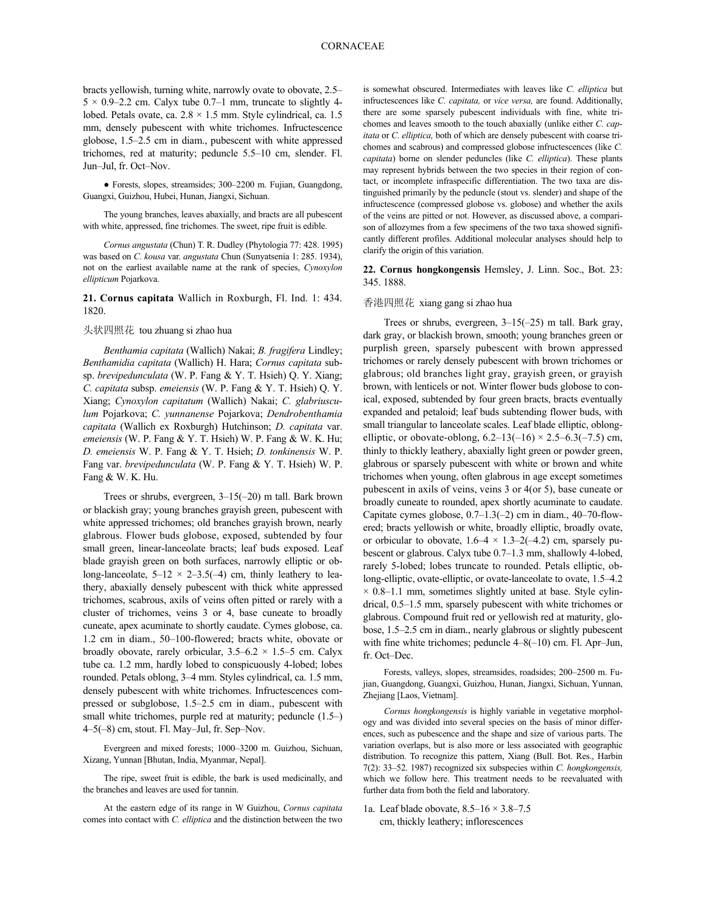bracts yellowish, turning white, narrowly ovate to obovate, 2.5–5 × 0.9–2.2 cm. Calyx tube 0.7–1 mm, truncate to slightly 4-lobed. Petals ovate, ca. 2.8 × 1.5 mm. Style cylindrical, ca. 1.5 mm, densely pubescent with white trichomes. Infructescence globose, 1.5–2.5 cm in diam., pubescent with white appressed trichomes, red at maturity; peduncle 5.5–10 cm, slender. Fl. Jun–Jul, fr. Oct–Nov.

● Forests, slopes, streamsides; 300–2200 m. Fujian, Guangdong, Guangxi, Guizhou, Hubei, Hunan, Jiangxi, Sichuan.

The young branches, leaves abaxially, and bracts are all pubescent with white, appressed, fine trichomes. The sweet, ripe fruit is edible.

*Cornus angustata* (Chun) T. R. Dudley (Phytologia 77: 428. 1995) was based on *C. kousa* var. *angustata* Chun (Sunyatsenia 1: 285. 1934), not on the earliest available name at the rank of species, *Cynoxylon ellipticum* Pojarkova.

**21. Cornus capitata** Wallich in Roxburgh, Fl. Ind. 1: 434. 1820.

头状四照花 tou zhuang si zhao hua

*Benthamia capitata* (Wallich) Nakai; *B. fragifera* Lindley; *Benthamidia capitata* (Wallich) H. Hara; *Cornus capitata* subsp. *brevipedunculata* (W. P. Fang & Y. T. Hsieh) Q. Y. Xiang; *C. capitata* subsp. *emeiensis* (W. P. Fang & Y. T. Hsieh) Q. Y. Xiang; *Cynoxylon capitatum* (Wallich) Nakai; *C. glabriusculum* Pojarkova; *C. yunnanense* Pojarkova; *Dendrobenthamia capitata* (Wallich ex Roxburgh) Hutchinson; *D. capitata* var. *emeiensis* (W. P. Fang & Y. T. Hsieh) W. P. Fang & W. K. Hu; *D. emeiensis* W. P. Fang & Y. T. Hsieh; *D. tonkinensis* W. P. Fang var. *brevipedunculata* (W. P. Fang & Y. T. Hsieh) W. P. Fang & W. K. Hu.

Trees or shrubs, evergreen, 3–15(–20) m tall. Bark brown or blackish gray; young branches grayish green, pubescent with white appressed trichomes; old branches grayish brown, nearly glabrous. Flower buds globose, exposed, subtended by four small green, linear-lanceolate bracts; leaf buds exposed. Leaf blade grayish green on both surfaces, narrowly elliptic or oblong-lanceolate, 5–12 × 2–3.5(–4) cm, thinly leathery to leathery, abaxially densely pubescent with thick white appressed trichomes, scabrous, axils of veins often pitted or rarely with a cluster of trichomes, veins 3 or 4, base cuneate to broadly cuneate, apex acuminate to shortly caudate. Cymes globose, ca. 1.2 cm in diam., 50–100-flowered; bracts white, obovate or broadly obovate, rarely orbicular, 3.5–6.2 × 1.5–5 cm. Calyx tube ca. 1.2 mm, hardly lobed to conspicuously 4-lobed; lobes rounded. Petals oblong, 3–4 mm. Styles cylindrical, ca. 1.5 mm, densely pubescent with white trichomes. Infructescences compressed or subglobose, 1.5–2.5 cm in diam., pubescent with small white trichomes, purple red at maturity; peduncle (1.5–)4–5(–8) cm, stout. Fl. May–Jul, fr. Sep–Nov.

Evergreen and mixed forests; 1000–3200 m. Guizhou, Sichuan, Xizang, Yunnan [Bhutan, India, Myanmar, Nepal].

The ripe, sweet fruit is edible, the bark is used medicinally, and the branches and leaves are used for tannin.

At the eastern edge of its range in W Guizhou, *Cornus capitata* comes into contact with *C. elliptica* and the distinction between the two is somewhat obscured. Intermediates with leaves like *C. elliptica* but infructescences like *C. capitata,* or *vice versa,* are found. Additionally, there are some sparsely pubescent individuals with fine, white trichomes and leaves smooth to the touch abaxially (unlike either *C. capitata* or *C. elliptica,* both of which are densely pubescent with coarse trichomes and scabrous) and compressed globose infructescences (like *C. capitata*) borne on slender peduncles (like *C. elliptica*). These plants may represent hybrids between the two species in their region of contact, or incomplete infraspecific differentiation. The two taxa are distinguished primarily by the peduncle (stout vs. slender) and shape of the infructescence (compressed globose vs. globose) and whether the axils of the veins are pitted or not. However, as discussed above, a comparison of allozymes from a few specimens of the two taxa showed significantly different profiles. Additional molecular analyses should help to clarify the origin of this variation.

**22. Cornus hongkongensis** Hemsley, J. Linn. Soc., Bot. 23: 345. 1888.

香港四照花 xiang gang si zhao hua

Trees or shrubs, evergreen, 3–15(–25) m tall. Bark gray, dark gray, or blackish brown, smooth; young branches green or purplish green, sparsely pubescent with brown appressed trichomes or rarely densely pubescent with brown trichomes or glabrous; old branches light gray, grayish green, or grayish brown, with lenticels or not. Winter flower buds globose to conical, exposed, subtended by four green bracts, bracts eventually expanded and petaloid; leaf buds subtending flower buds, with small triangular to lanceolate scales. Leaf blade elliptic, oblong-elliptic, or obovate-oblong, 6.2–13(–16) × 2.5–6.3(–7.5) cm, thinly to thickly leathery, abaxially light green or powder green, glabrous or sparsely pubescent with white or brown and white trichomes when young, often glabrous in age except sometimes pubescent in axils of veins, veins 3 or 4(or 5), base cuneate or broadly cuneate to rounded, apex shortly acuminate to caudate. Capitate cymes globose, 0.7–1.3(–2) cm in diam., 40–70-flowered; bracts yellowish or white, broadly elliptic, broadly ovate, or orbicular to obovate, 1.6–4 × 1.3–2(–4.2) cm, sparsely pubescent or glabrous. Calyx tube 0.7–1.3 mm, shallowly 4-lobed, rarely 5-lobed; lobes truncate to rounded. Petals elliptic, oblong-elliptic, ovate-elliptic, or ovate-lanceolate to ovate, 1.5–4.2 × 0.8–1.1 mm, sometimes slightly united at base. Style cylindrical, 0.5–1.5 mm, sparsely pubescent with white trichomes or glabrous. Compound fruit red or yellowish red at maturity, globose, 1.5–2.5 cm in diam., nearly glabrous or slightly pubescent with fine white trichomes; peduncle 4–8(–10) cm. Fl. Apr–Jun, fr. Oct–Dec.

Forests, valleys, slopes, streamsides, roadsides; 200–2500 m. Fujian, Guangdong, Guangxi, Guizhou, Hunan, Jiangxi, Sichuan, Yunnan, Zhejiang [Laos, Vietnam].

*Cornus hongkongensis* is highly variable in vegetative morphology and was divided into several species on the basis of minor differences, such as pubescence and the shape and size of various parts. The variation overlaps, but is also more or less associated with geographic distribution. To recognize this pattern, Xiang (Bull. Bot. Res., Harbin 7(2): 33–52. 1987) recognized six subspecies within *C. hongkongensis,* which we follow here. This treatment needs to be reevaluated with further data from both the field and laboratory.

1a. Leaf blade obovate, 8.5–16 × 3.8–7.5 cm, thickly leathery; inflorescences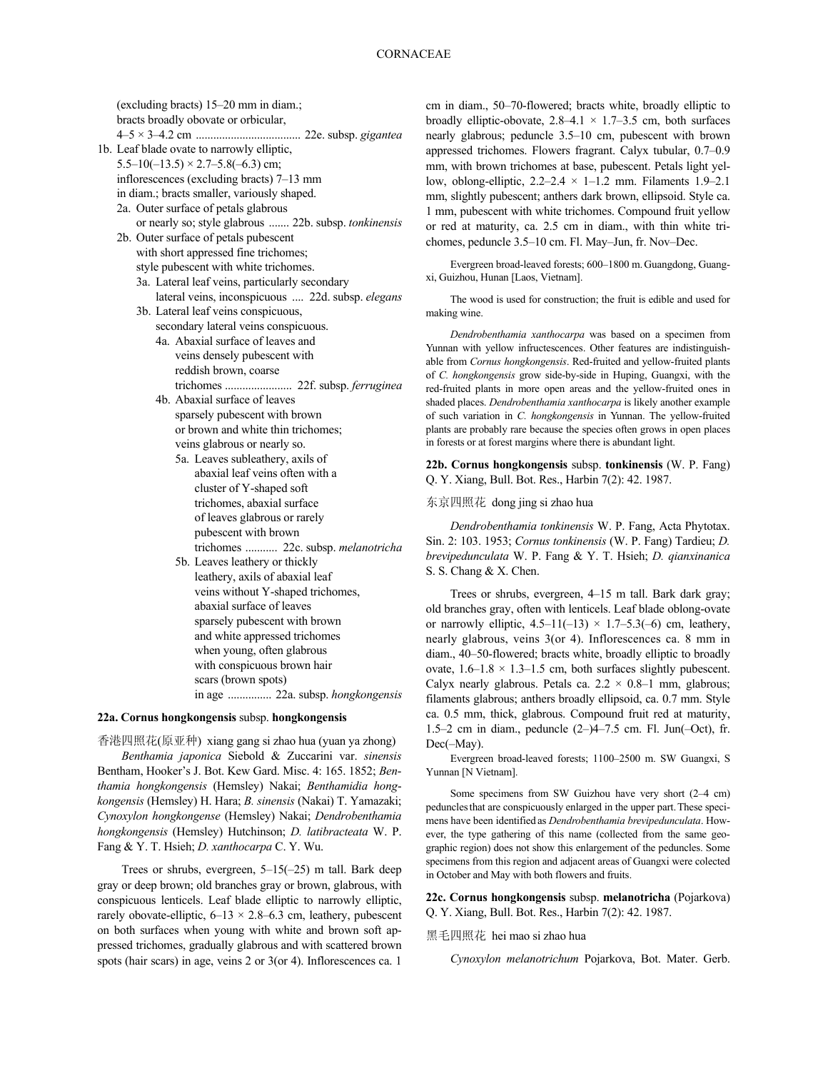(excluding bracts) 15–20 mm in diam.; bracts broadly obovate or orbicular, 4–5 × 3–4.2 cm .................................... 22e. subsp. *gigantea*

1b. Leaf blade ovate to narrowly elliptic, 5.5–10(–13.5) × 2.7–5.8(–6.3) cm; inflorescences (excluding bracts) 7–13 mm in diam.; bracts smaller, variously shaped.
  2a. Outer surface of petals glabrous or nearly so; style glabrous ....... 22b. subsp. *tonkinensis*
  2b. Outer surface of petals pubescent with short appressed fine trichomes; style pubescent with white trichomes.
    3a. Lateral leaf veins, particularly secondary lateral veins, inconspicuous .... 22d. subsp. *elegans*
    3b. Lateral leaf veins conspicuous, secondary lateral veins conspicuous.
      4a. Abaxial surface of leaves and veins densely pubescent with reddish brown, coarse trichomes ....................... 22f. subsp. *ferruginea*
      4b. Abaxial surface of leaves sparsely pubescent with brown or brown and white thin trichomes; veins glabrous or nearly so.
        5a. Leaves subleathery, axils of abaxial leaf veins often with a cluster of Y-shaped soft trichomes, abaxial surface of leaves glabrous or rarely pubescent with brown trichomes ........... 22c. subsp. *melanotricha*
        5b. Leaves leathery or thickly leathery, axils of abaxial leaf veins without Y-shaped trichomes, abaxial surface of leaves sparsely pubescent with brown and white appressed trichomes when young, often glabrous with conspicuous brown hair scars (brown spots) in age ............... 22a. subsp. *hongkongensis*

**22a. Cornus hongkongensis** subsp. **hongkongensis**

香港四照花(原亚种) xiang gang si zhao hua (yuan ya zhong)

*Benthamia japonica* Siebold & Zuccarini var. *sinensis* Bentham, Hooker's J. Bot. Kew Gard. Misc. 4: 165. 1852; *Benthamia hongkongensis* (Hemsley) Nakai; *Benthamidia hongkongensis* (Hemsley) H. Hara; *B. sinensis* (Nakai) T. Yamazaki; *Cynoxylon hongkongense* (Hemsley) Nakai; *Dendrobenthamia hongkongensis* (Hemsley) Hutchinson; *D. latibracteata* W. P. Fang & Y. T. Hsieh; *D. xanthocarpa* C. Y. Wu.

Trees or shrubs, evergreen, 5–15(–25) m tall. Bark deep gray or deep brown; old branches gray or brown, glabrous, with conspicuous lenticels. Leaf blade elliptic to narrowly elliptic, rarely obovate-elliptic, 6–13 × 2.8–6.3 cm, leathery, pubescent on both surfaces when young with white and brown soft appressed trichomes, gradually glabrous and with scattered brown spots (hair scars) in age, veins 2 or 3(or 4). Inflorescences ca. 1 cm in diam., 50–70-flowered; bracts white, broadly elliptic to broadly elliptic-obovate, 2.8–4.1 × 1.7–3.5 cm, both surfaces nearly glabrous; peduncle 3.5–10 cm, pubescent with brown appressed trichomes. Flowers fragrant. Calyx tubular, 0.7–0.9 mm, with brown trichomes at base, pubescent. Petals light yellow, oblong-elliptic, 2.2–2.4 × 1–1.2 mm. Filaments 1.9–2.1 mm, slightly pubescent; anthers dark brown, ellipsoid. Style ca. 1 mm, pubescent with white trichomes. Compound fruit yellow or red at maturity, ca. 2.5 cm in diam., with thin white trichomes, peduncle 3.5–10 cm. Fl. May–Jun, fr. Nov–Dec.

Evergreen broad-leaved forests; 600–1800 m. Guangdong, Guangxi, Guizhou, Hunan [Laos, Vietnam].

The wood is used for construction; the fruit is edible and used for making wine.

*Dendrobenthamia xanthocarpa* was based on a specimen from Yunnan with yellow infructescences. Other features are indistinguishable from *Cornus hongkongensis*. Red-fruited and yellow-fruited plants of *C. hongkongensis* grow side-by-side in Huping, Guangxi, with the red-fruited plants in more open areas and the yellow-fruited ones in shaded places. *Dendrobenthamia xanthocarpa* is likely another example of such variation in *C. hongkongensis* in Yunnan. The yellow-fruited plants are probably rare because the species often grows in open places in forests or at forest margins where there is abundant light.

**22b. Cornus hongkongensis** subsp. **tonkinensis** (W. P. Fang) Q. Y. Xiang, Bull. Bot. Res., Harbin 7(2): 42. 1987.

东京四照花 dong jing si zhao hua

*Dendrobenthamia tonkinensis* W. P. Fang, Acta Phytotax. Sin. 2: 103. 1953; *Cornus tonkinensis* (W. P. Fang) Tardieu; *D. brevipedunculata* W. P. Fang & Y. T. Hsieh; *D. qianxinanica* S. S. Chang & X. Chen.

Trees or shrubs, evergreen, 4–15 m tall. Bark dark gray; old branches gray, often with lenticels. Leaf blade oblong-ovate or narrowly elliptic, 4.5–11(–13) × 1.7–5.3(–6) cm, leathery, nearly glabrous, veins 3(or 4). Inflorescences ca. 8 mm in diam., 40–50-flowered; bracts white, broadly elliptic to broadly ovate, 1.6–1.8 × 1.3–1.5 cm, both surfaces slightly pubescent. Calyx nearly glabrous. Petals ca. 2.2 × 0.8–1 mm, glabrous; filaments glabrous; anthers broadly ellipsoid, ca. 0.7 mm. Style ca. 0.5 mm, thick, glabrous. Compound fruit red at maturity, 1.5–2 cm in diam., peduncle (2–)4–7.5 cm. Fl. Jun(–Oct), fr. Dec(–May).

Evergreen broad-leaved forests; 1100–2500 m. SW Guangxi, S Yunnan [N Vietnam].

Some specimens from SW Guizhou have very short (2–4 cm) peduncles that are conspicuously enlarged in the upper part. These specimens have been identified as *Dendrobenthamia brevipedunculata*. However, the type gathering of this name (collected from the same geographic region) does not show this enlargement of the peduncles. Some specimens from this region and adjacent areas of Guangxi were colected in October and May with both flowers and fruits.

**22c. Cornus hongkongensis** subsp. **melanotricha** (Pojarkova) Q. Y. Xiang, Bull. Bot. Res., Harbin 7(2): 42. 1987.

黑毛四照花 hei mao si zhao hua

*Cynoxylon melanotrichum* Pojarkova, Bot. Mater. Gerb.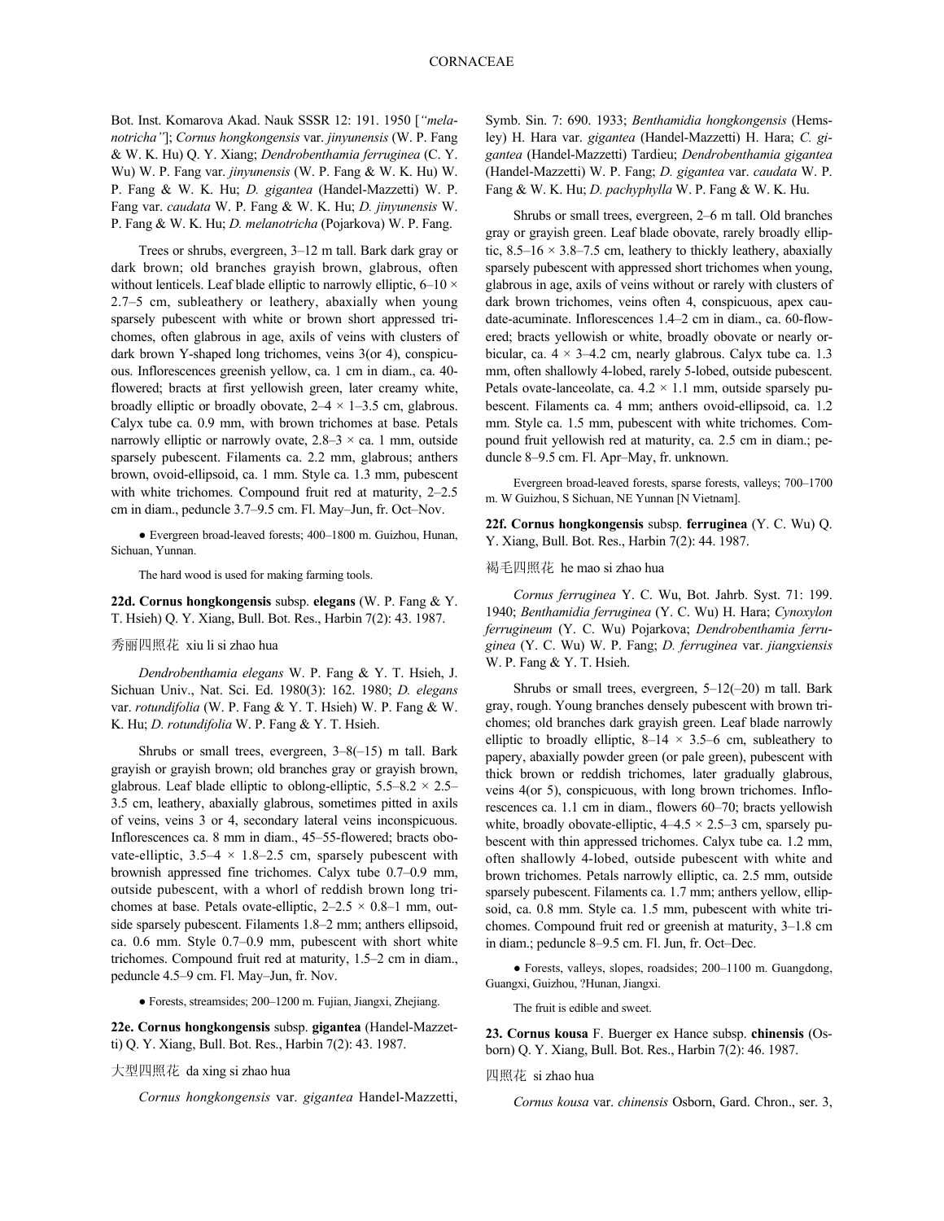Bot. Inst. Komarova Akad. Nauk SSSR 12: 191. 1950 [*"melanotricha"*]; *Cornus hongkongensis* var. *jinyunensis* (W. P. Fang & W. K. Hu) Q. Y. Xiang; *Dendrobenthamia ferruginea* (C. Y. Wu) W. P. Fang var. *jinyunensis* (W. P. Fang & W. K. Hu) W. P. Fang & W. K. Hu; *D. gigantea* (Handel-Mazzetti) W. P. Fang var. *caudata* W. P. Fang & W. K. Hu; *D. jinyunensis* W. P. Fang & W. K. Hu; *D. melanotricha* (Pojarkova) W. P. Fang.

Trees or shrubs, evergreen, 3–12 m tall. Bark dark gray or dark brown; old branches grayish brown, glabrous, often without lenticels. Leaf blade elliptic to narrowly elliptic, 6–10 × 2.7–5 cm, subleathery or leathery, abaxially when young sparsely pubescent with white or brown short appressed trichomes, often glabrous in age, axils of veins with clusters of dark brown Y-shaped long trichomes, veins 3(or 4), conspicuous. Inflorescences greenish yellow, ca. 1 cm in diam., ca. 40-flowered; bracts at first yellowish green, later creamy white, broadly elliptic or broadly obovate, 2–4 × 1–3.5 cm, glabrous. Calyx tube ca. 0.9 mm, with brown trichomes at base. Petals narrowly elliptic or narrowly ovate, 2.8–3 × ca. 1 mm, outside sparsely pubescent. Filaments ca. 2.2 mm, glabrous; anthers brown, ovoid-ellipsoid, ca. 1 mm. Style ca. 1.3 mm, pubescent with white trichomes. Compound fruit red at maturity, 2–2.5 cm in diam., peduncle 3.7–9.5 cm. Fl. May–Jun, fr. Oct–Nov.

● Evergreen broad-leaved forests; 400–1800 m. Guizhou, Hunan, Sichuan, Yunnan.

The hard wood is used for making farming tools.

**22d. Cornus hongkongensis** subsp. **elegans** (W. P. Fang & Y. T. Hsieh) Q. Y. Xiang, Bull. Bot. Res., Harbin 7(2): 43. 1987.

秀丽四照花 xiu li si zhao hua

*Dendrobenthamia elegans* W. P. Fang & Y. T. Hsieh, J. Sichuan Univ., Nat. Sci. Ed. 1980(3): 162. 1980; *D. elegans* var. *rotundifolia* (W. P. Fang & Y. T. Hsieh) W. P. Fang & W. K. Hu; *D. rotundifolia* W. P. Fang & Y. T. Hsieh.

Shrubs or small trees, evergreen, 3–8(–15) m tall. Bark grayish or grayish brown; old branches gray or grayish brown, glabrous. Leaf blade elliptic to oblong-elliptic, 5.5–8.2 × 2.5–3.5 cm, leathery, abaxially glabrous, sometimes pitted in axils of veins, veins 3 or 4, secondary lateral veins inconspicuous. Inflorescences ca. 8 mm in diam., 45–55-flowered; bracts obovate-elliptic, 3.5–4 × 1.8–2.5 cm, sparsely pubescent with brownish appressed fine trichomes. Calyx tube 0.7–0.9 mm, outside pubescent, with a whorl of reddish brown long trichomes at base. Petals ovate-elliptic, 2–2.5 × 0.8–1 mm, outside sparsely pubescent. Filaments 1.8–2 mm; anthers ellipsoid, ca. 0.6 mm. Style 0.7–0.9 mm, pubescent with short white trichomes. Compound fruit red at maturity, 1.5–2 cm in diam., peduncle 4.5–9 cm. Fl. May–Jun, fr. Nov.

● Forests, streamsides; 200–1200 m. Fujian, Jiangxi, Zhejiang.

**22e. Cornus hongkongensis** subsp. **gigantea** (Handel-Mazzetti) Q. Y. Xiang, Bull. Bot. Res., Harbin 7(2): 43. 1987.

大型四照花 da xing si zhao hua

*Cornus hongkongensis* var. *gigantea* Handel-Mazzetti, Symb. Sin. 7: 690. 1933; *Benthamidia hongkongensis* (Hemsley) H. Hara var. *gigantea* (Handel-Mazzetti) H. Hara; *C. gigantea* (Handel-Mazzetti) Tardieu; *Dendrobenthamia gigantea* (Handel-Mazzetti) W. P. Fang; *D. gigantea* var. *caudata* W. P. Fang & W. K. Hu; *D. pachyphylla* W. P. Fang & W. K. Hu.

Shrubs or small trees, evergreen, 2–6 m tall. Old branches gray or grayish green. Leaf blade obovate, rarely broadly elliptic, 8.5–16 × 3.8–7.5 cm, leathery to thickly leathery, abaxially sparsely pubescent with appressed short trichomes when young, glabrous in age, axils of veins without or rarely with clusters of dark brown trichomes, veins often 4, conspicuous, apex caudate-acuminate. Inflorescences 1.4–2 cm in diam., ca. 60-flowered; bracts yellowish or white, broadly obovate or nearly orbicular, ca. 4 × 3–4.2 cm, nearly glabrous. Calyx tube ca. 1.3 mm, often shallowly 4-lobed, rarely 5-lobed, outside pubescent. Petals ovate-lanceolate, ca. 4.2 × 1.1 mm, outside sparsely pubescent. Filaments ca. 4 mm; anthers ovoid-ellipsoid, ca. 1.2 mm. Style ca. 1.5 mm, pubescent with white trichomes. Compound fruit yellowish red at maturity, ca. 2.5 cm in diam.; peduncle 8–9.5 cm. Fl. Apr–May, fr. unknown.

Evergreen broad-leaved forests, sparse forests, valleys; 700–1700 m. W Guizhou, S Sichuan, NE Yunnan [N Vietnam].

**22f. Cornus hongkongensis** subsp. **ferruginea** (Y. C. Wu) Q. Y. Xiang, Bull. Bot. Res., Harbin 7(2): 44. 1987.

褐毛四照花 he mao si zhao hua

*Cornus ferruginea* Y. C. Wu, Bot. Jahrb. Syst. 71: 199. 1940; *Benthamidia ferruginea* (Y. C. Wu) H. Hara; *Cynoxylon ferrugineum* (Y. C. Wu) Pojarkova; *Dendrobenthamia ferruginea* (Y. C. Wu) W. P. Fang; *D. ferruginea* var. *jiangxiensis* W. P. Fang & Y. T. Hsieh.

Shrubs or small trees, evergreen, 5–12(–20) m tall. Bark gray, rough. Young branches densely pubescent with brown trichomes; old branches dark grayish green. Leaf blade narrowly elliptic to broadly elliptic, 8–14 × 3.5–6 cm, subleathery to papery, abaxially powder green (or pale green), pubescent with thick brown or reddish trichomes, later gradually glabrous, veins 4(or 5), conspicuous, with long brown trichomes. Inflorescences ca. 1.1 cm in diam., flowers 60–70; bracts yellowish white, broadly obovate-elliptic, 4–4.5 × 2.5–3 cm, sparsely pubescent with thin appressed trichomes. Calyx tube ca. 1.2 mm, often shallowly 4-lobed, outside pubescent with white and brown trichomes. Petals narrowly elliptic, ca. 2.5 mm, outside sparsely pubescent. Filaments ca. 1.7 mm; anthers yellow, ellipsoid, ca. 0.8 mm. Style ca. 1.5 mm, pubescent with white trichomes. Compound fruit red or greenish at maturity, 3–1.8 cm in diam.; peduncle 8–9.5 cm. Fl. Jun, fr. Oct–Dec.

● Forests, valleys, slopes, roadsides; 200–1100 m. Guangdong, Guangxi, Guizhou, ?Hunan, Jiangxi.

The fruit is edible and sweet.

**23. Cornus kousa** F. Buerger ex Hance subsp. **chinensis** (Osborn) Q. Y. Xiang, Bull. Bot. Res., Harbin 7(2): 46. 1987.

四照花 si zhao hua

*Cornus kousa* var. *chinensis* Osborn, Gard. Chron., ser. 3,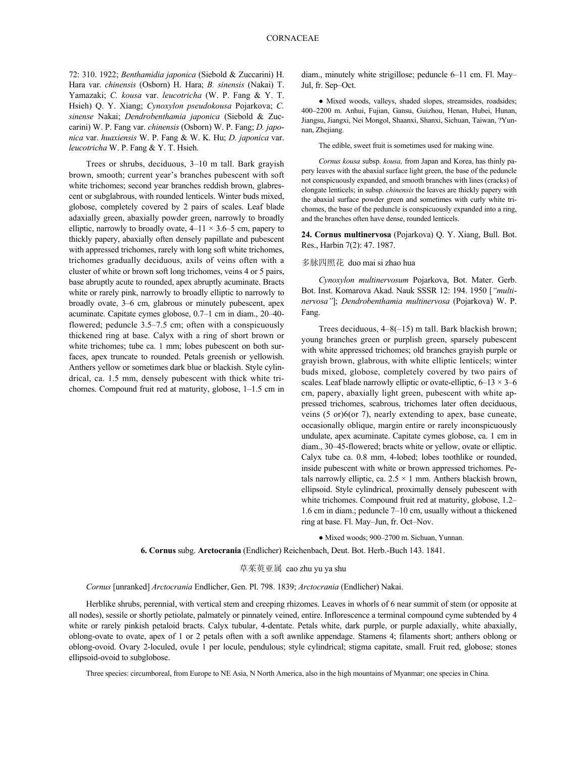72: 310. 1922; *Benthamidia japonica* (Siebold & Zuccarini) H. Hara var. *chinensis* (Osborn) H. Hara; *B. sinensis* (Nakai) T. Yamazaki; *C. kousa* var. *leucotricha* (W. P. Fang & Y. T. Hsieh) Q. Y. Xiang; *Cynoxylon pseudokousa* Pojarkova; *C. sinense* Nakai; *Dendrobenthamia japonica* (Siebold & Zuccarini) W. P. Fang var. *chinensis* (Osborn) W. P. Fang; *D. japonica* var. *huaxiensis* W. P. Fang & W. K. Hu; *D. japonica* var. *leucotricha* W. P. Fang & Y. T. Hsieh.

Trees or shrubs, deciduous, 3–10 m tall. Bark grayish brown, smooth; current year's branches pubescent with soft white trichomes; second year branches reddish brown, glabrescent or subglabrous, with rounded lenticels. Winter buds mixed, globose, completely covered by 2 pairs of scales. Leaf blade adaxially green, abaxially powder green, narrowly to broadly elliptic, narrowly to broadly ovate, 4–11 × 3.6–5 cm, papery to thickly papery, abaxially often densely papillate and pubescent with appressed trichomes, rarely with long soft white trichomes, trichomes gradually deciduous, axils of veins often with a cluster of white or brown soft long trichomes, veins 4 or 5 pairs, base abruptly acute to rounded, apex abruptly acuminate. Bracts white or rarely pink, narrowly to broadly elliptic to narrowly to broadly ovate, 3–6 cm, glabrous or minutely pubescent, apex acuminate. Capitate cymes globose, 0.7–1 cm in diam., 20–40-flowered; peduncle 3.5–7.5 cm; often with a conspicuously thickened ring at base. Calyx with a ring of short brown or white trichomes; tube ca. 1 mm; lobes pubescent on both surfaces, apex truncate to rounded. Petals greenish or yellowish. Anthers yellow or sometimes dark blue or blackish. Style cylindrical, ca. 1.5 mm, densely pubescent with thick white trichomes. Compound fruit red at maturity, globose, 1–1.5 cm in diam., minutely white strigillose; peduncle 6–11 cm. Fl. May–Jul, fr. Sep–Oct.

● Mixed woods, valleys, shaded slopes, streamsides, roadsides; 400–2200 m. Anhui, Fujian, Gansu, Guizhou, Henan, Hubei, Hunan, Jiangsu, Jiangxi, Nei Mongol, Shaanxi, Shanxi, Sichuan, Taiwan, ?Yunnan, Zhejiang.

The edible, sweet fruit is sometimes used for making wine.

*Cornus kousa* subsp. *kousa,* from Japan and Korea, has thinly papery leaves with the abaxial surface light green, the base of the peduncle not conspicuously expanded, and smooth branches with lines (cracks) of elongate lenticels; in subsp. *chinensis* the leaves are thickly papery with the abaxial surface powder green and sometimes with curly white trichomes, the base of the peduncle is conspicuously expanded into a ring, and the branches often have dense, rounded lenticels.

**24. Cornus multinervosa** (Pojarkova) Q. Y. Xiang, Bull. Bot. Res., Harbin 7(2): 47. 1987.

多脉四照花 duo mai si zhao hua

*Cynoxylon multinervosum* Pojarkova, Bot. Mater. Gerb. Bot. Inst. Komarova Akad. Nauk SSSR 12: 194. 1950 [*"multinervosa"*]; *Dendrobenthamia multinervosa* (Pojarkova) W. P. Fang.

Trees deciduous, 4–8(–15) m tall. Bark blackish brown; young branches green or purplish green, sparsely pubescent with white appressed trichomes; old branches grayish purple or grayish brown, glabrous, with white elliptic lenticels; winter buds mixed, globose, completely covered by two pairs of scales. Leaf blade narrowly elliptic or ovate-elliptic, 6–13 × 3–6 cm, papery, abaxially light green, pubescent with white appressed trichomes, scabrous, trichomes later often deciduous, veins (5 or)6(or 7), nearly extending to apex, base cuneate, occasionally oblique, margin entire or rarely inconspicuously undulate, apex acuminate. Capitate cymes globose, ca. 1 cm in diam., 30–45-flowered; bracts white or yellow, ovate or elliptic. Calyx tube ca. 0.8 mm, 4-lobed; lobes toothlike or rounded, inside pubescent with white or brown appressed trichomes. Petals narrowly elliptic, ca. 2.5 × 1 mm. Anthers blackish brown, ellipsoid. Style cylindrical, proximally densely pubescent with white trichomes. Compound fruit red at maturity, globose, 1.2–1.6 cm in diam.; peduncle 7–10 cm, usually without a thickened ring at base. Fl. May–Jun, fr. Oct–Nov.

● Mixed woods; 900–2700 m. Sichuan, Yunnan.

## 6. Cornus subg. Arctocrania (Endlicher) Reichenbach, Deut. Bot. Herb.-Buch 143. 1841.

草茱萸亚属 cao zhu yu ya shu

*Cornus* [unranked] *Arctocrania* Endlicher, Gen. Pl. 798. 1839; *Arctocrania* (Endlicher) Nakai.

Herblike shrubs, perennial, with vertical stem and creeping rhizomes. Leaves in whorls of 6 near summit of stem (or opposite at all nodes), sessile or shortly petiolate, palmately or pinnately veined, entire. Inflorescence a terminal compound cyme subtended by 4 white or rarely pinkish petaloid bracts. Calyx tubular, 4-dentate. Petals white, dark purple, or purple adaxially, white abaxially, oblong-ovate to ovate, apex of 1 or 2 petals often with a soft awnlike appendage. Stamens 4; filaments short; anthers oblong or oblong-ovoid. Ovary 2-loculed, ovule 1 per locule, pendulous; style cylindrical; stigma capitate, small. Fruit red, globose; stones ellipsoid-ovoid to subglobose.

Three species: circumboreal, from Europe to NE Asia, N North America, also in the high mountains of Myanmar; one species in China.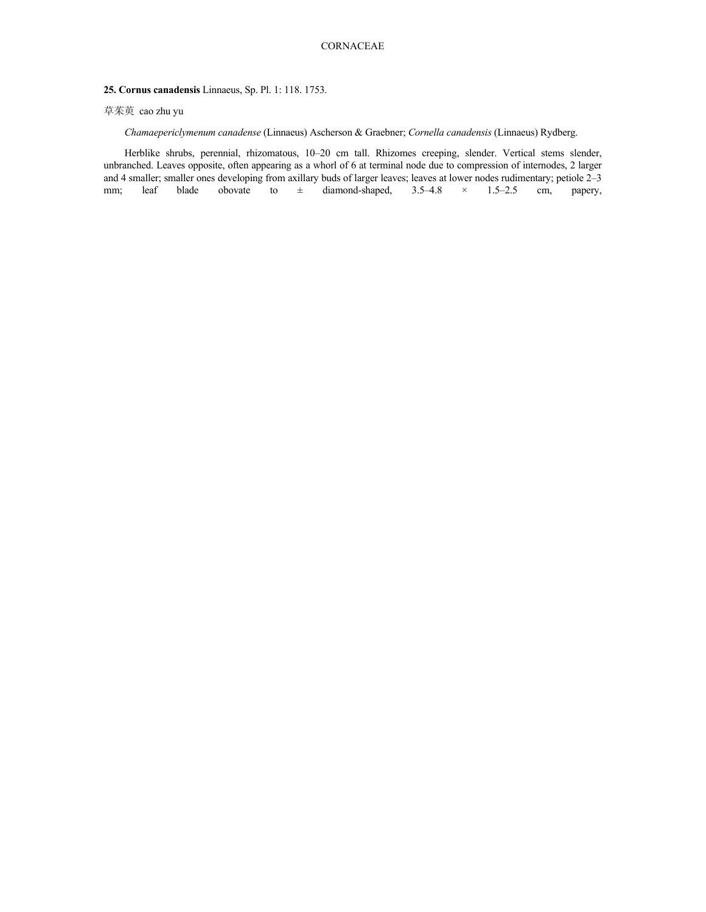**25. Cornus canadensis** Linnaeus, Sp. Pl. 1: 118. 1753.

草茱萸 cao zhu yu

*Chamaepericlymenum canadense* (Linnaeus) Ascherson & Graebner; *Cornella canadensis* (Linnaeus) Rydberg.

Herblike shrubs, perennial, rhizomatous, 10–20 cm tall. Rhizomes creeping, slender. Vertical stems slender, unbranched. Leaves opposite, often appearing as a whorl of 6 at terminal node due to compression of internodes, 2 larger and 4 smaller; smaller ones developing from axillary buds of larger leaves; leaves at lower nodes rudimentary; petiole 2–3 mm; leaf blade obovate to ± diamond-shaped, 3.5–4.8 × 1.5–2.5 cm, papery,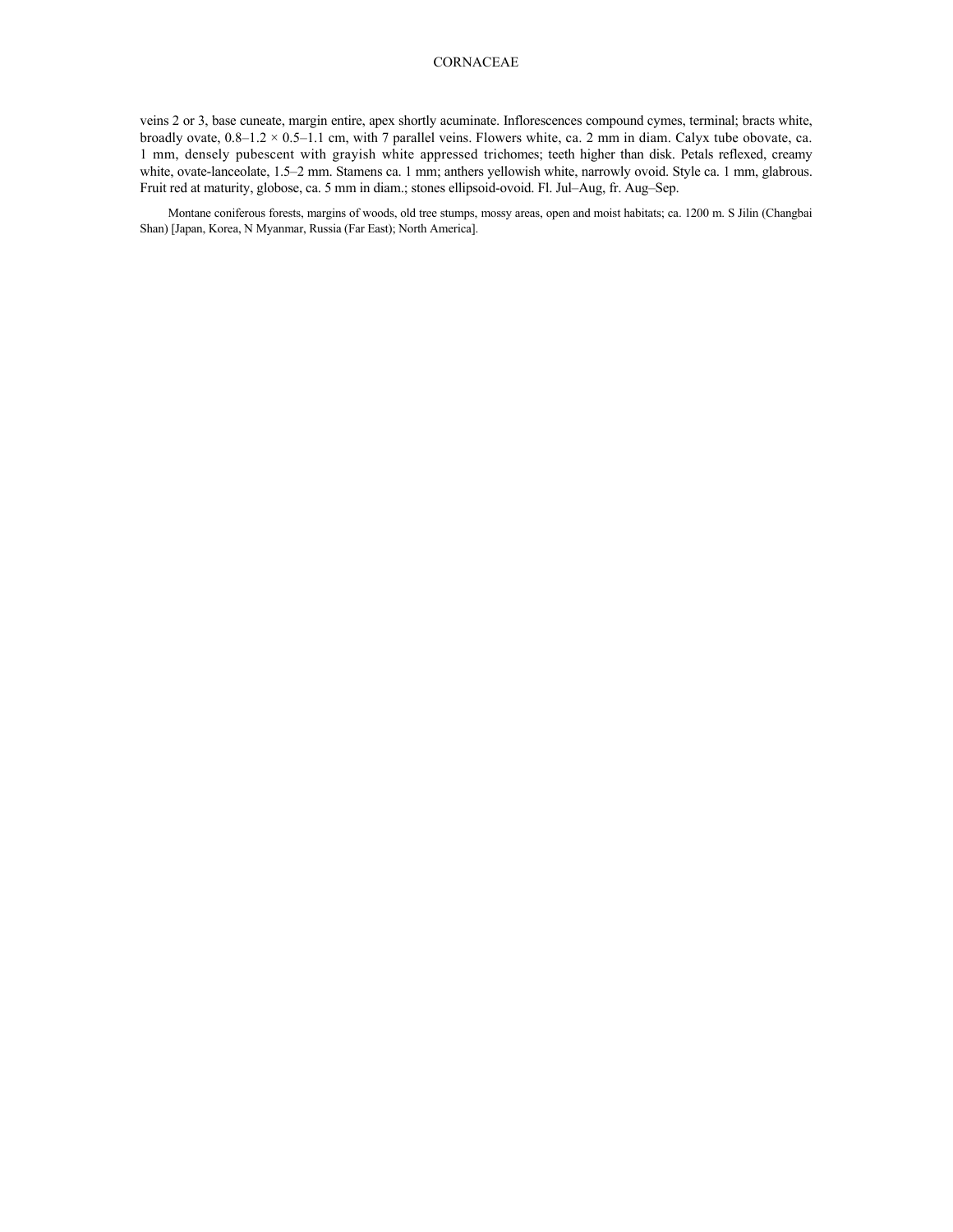veins 2 or 3, base cuneate, margin entire, apex shortly acuminate. Inflorescences compound cymes, terminal; bracts white, broadly ovate, 0.8–1.2 × 0.5–1.1 cm, with 7 parallel veins. Flowers white, ca. 2 mm in diam. Calyx tube obovate, ca. 1 mm, densely pubescent with grayish white appressed trichomes; teeth higher than disk. Petals reflexed, creamy white, ovate-lanceolate, 1.5–2 mm. Stamens ca. 1 mm; anthers yellowish white, narrowly ovoid. Style ca. 1 mm, glabrous. Fruit red at maturity, globose, ca. 5 mm in diam.; stones ellipsoid-ovoid. Fl. Jul–Aug, fr. Aug–Sep.

Montane coniferous forests, margins of woods, old tree stumps, mossy areas, open and moist habitats; ca. 1200 m. S Jilin (Changbai Shan) [Japan, Korea, N Myanmar, Russia (Far East); North America].